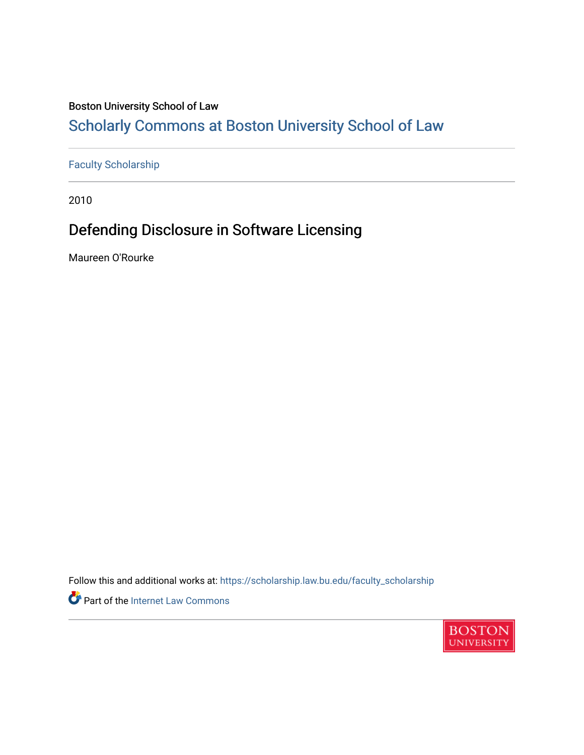Boston University School of Law

## Scholarly Commons at Boston University School of Law

Faculty Scholarship

2010

# Defending Disclosure in Software Licensing

Maureen O'Rourke

Follow this and additional works at: https://scholarship.law.bu.edu/faculty_scholarship

Part of the Internet Law Commons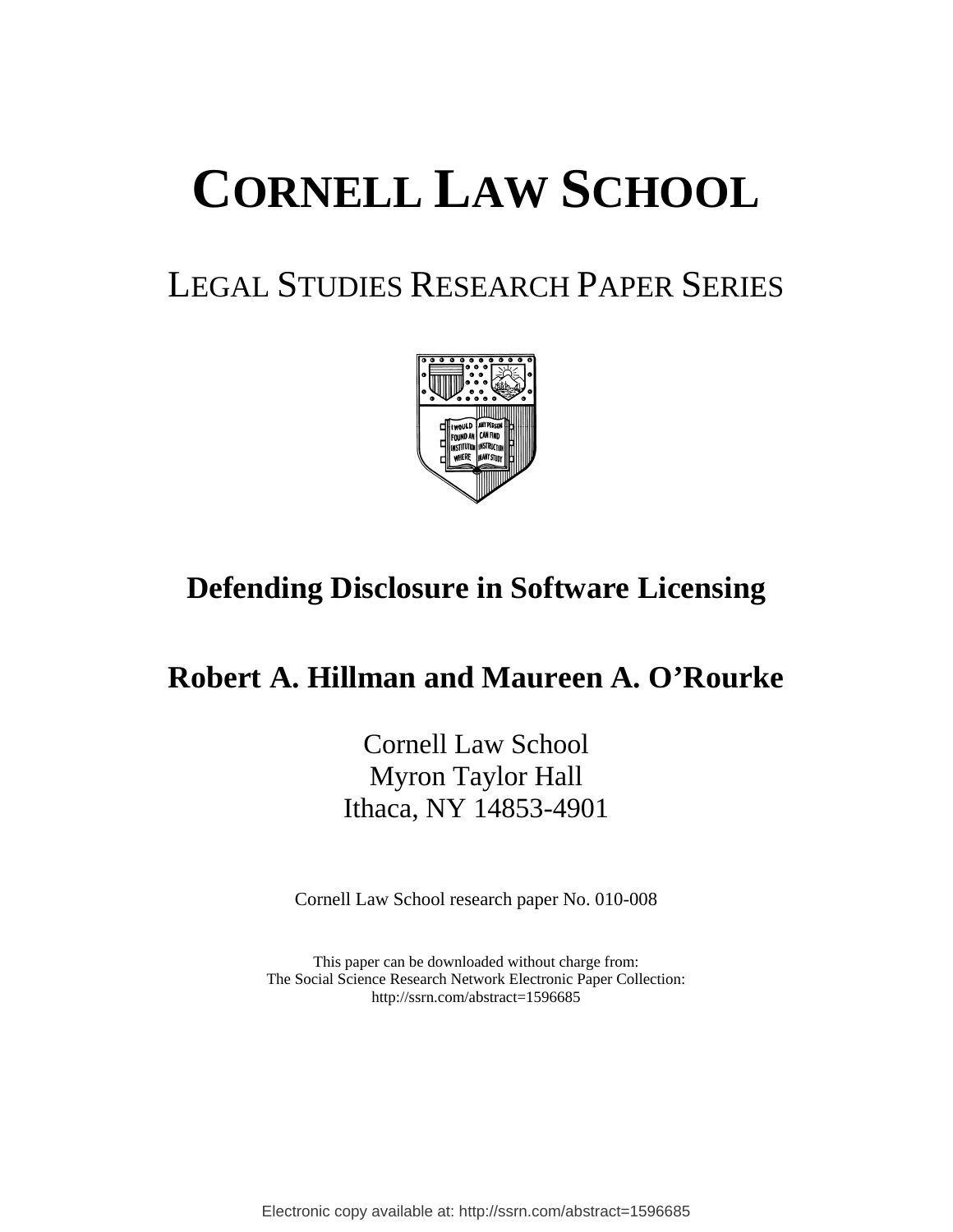# CORNELL LAW SCHOOL

## LEGAL STUDIES RESEARCH PAPER SERIES

### Defending Disclosure in Software Licensing

**Robert A. Hillman and Maureen A. O'Rourke**

Cornell Law School
Myron Taylor Hall
Ithaca, NY 14853-4901

Cornell Law School research paper No. 010-008

This paper can be downloaded without charge from:
The Social Science Research Network Electronic Paper Collection:
http://ssrn.com/abstract=1596685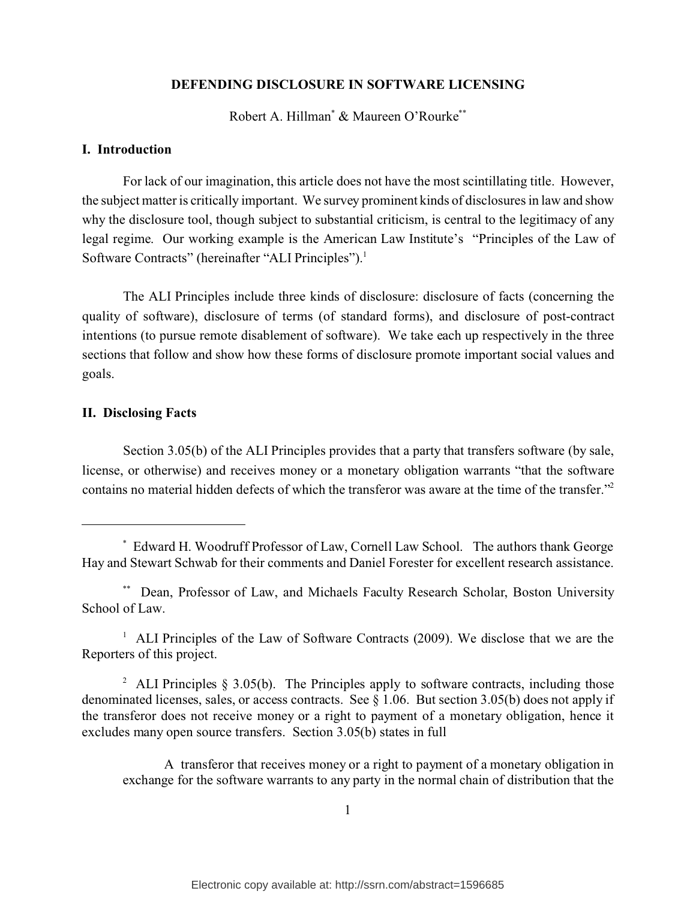**DEFENDING DISCLOSURE IN SOFTWARE LICENSING**

Robert A. Hillman[*] & Maureen O'Rourke[**]

## I. Introduction

For lack of our imagination, this article does not have the most scintillating title. However, the subject matter is critically important. We survey prominent kinds of disclosures in law and show why the disclosure tool, though subject to substantial criticism, is central to the legitimacy of any legal regime. Our working example is the American Law Institute's "Principles of the Law of Software Contracts" (hereinafter "ALI Principles").[1]

The ALI Principles include three kinds of disclosure: disclosure of facts (concerning the quality of software), disclosure of terms (of standard forms), and disclosure of post-contract intentions (to pursue remote disablement of software). We take each up respectively in the three sections that follow and show how these forms of disclosure promote important social values and goals.

## II. Disclosing Facts

Section 3.05(b) of the ALI Principles provides that a party that transfers software (by sale, license, or otherwise) and receives money or a monetary obligation warrants "that the software contains no material hidden defects of which the transferor was aware at the time of the transfer."[2]

---

[*] Edward H. Woodruff Professor of Law, Cornell Law School. The authors thank George Hay and Stewart Schwab for their comments and Daniel Forester for excellent research assistance.

[**] Dean, Professor of Law, and Michaels Faculty Research Scholar, Boston University School of Law.

[1] ALI Principles of the Law of Software Contracts (2009). We disclose that we are the Reporters of this project.

[2] ALI Principles § 3.05(b). The Principles apply to software contracts, including those denominated licenses, sales, or access contracts. See § 1.06. But section 3.05(b) does not apply if the transferor does not receive money or a right to payment of a monetary obligation, hence it excludes many open source transfers. Section 3.05(b) states in full

> A transferor that receives money or a right to payment of a monetary obligation in exchange for the software warrants to any party in the normal chain of distribution that the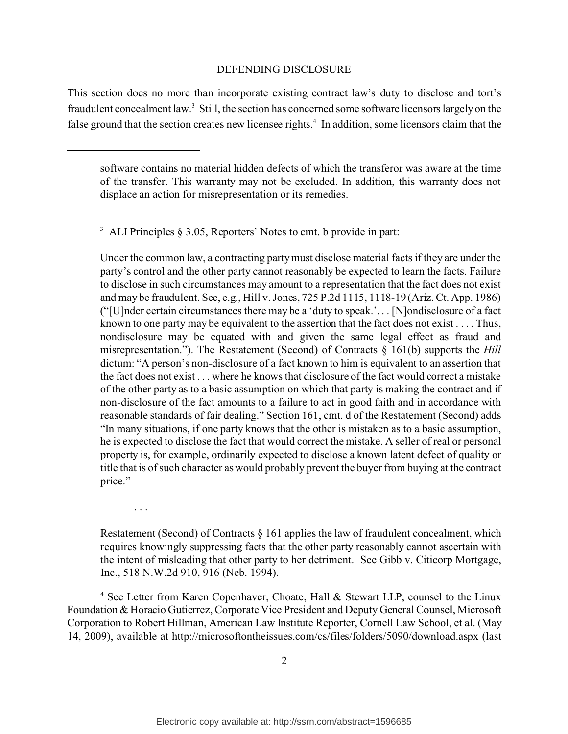This section does no more than incorporate existing contract law's duty to disclose and tort's fraudulent concealment law.[3] Still, the section has concerned some software licensors largely on the false ground that the section creates new licensee rights.[4] In addition, some licensors claim that the

---

> software contains no material hidden defects of which the transferor was aware at the time of the transfer. This warranty may not be excluded. In addition, this warranty does not displace an action for misrepresentation or its remedies.

[3] ALI Principles § 3.05, Reporters' Notes to cmt. b provide in part:

> Under the common law, a contracting party must disclose material facts if they are under the party's control and the other party cannot reasonably be expected to learn the facts. Failure to disclose in such circumstances may amount to a representation that the fact does not exist and may be fraudulent. See, e.g., Hill v. Jones, 725 P.2d 1115, 1118-19 (Ariz. Ct. App. 1986) ("[U]nder certain circumstances there may be a 'duty to speak.'. . . [N]ondisclosure of a fact known to one party may be equivalent to the assertion that the fact does not exist . . . . Thus, nondisclosure may be equated with and given the same legal effect as fraud and misrepresentation."). The Restatement (Second) of Contracts § 161(b) supports the *Hill* dictum: "A person's non-disclosure of a fact known to him is equivalent to an assertion that the fact does not exist . . . where he knows that disclosure of the fact would correct a mistake of the other party as to a basic assumption on which that party is making the contract and if non-disclosure of the fact amounts to a failure to act in good faith and in accordance with reasonable standards of fair dealing." Section 161, cmt. d of the Restatement (Second) adds "In many situations, if one party knows that the other is mistaken as to a basic assumption, he is expected to disclose the fact that would correct the mistake. A seller of real or personal property is, for example, ordinarily expected to disclose a known latent defect of quality or title that is of such character as would probably prevent the buyer from buying at the contract price."
>
> . . .
>
> Restatement (Second) of Contracts § 161 applies the law of fraudulent concealment, which requires knowingly suppressing facts that the other party reasonably cannot ascertain with the intent of misleading that other party to her detriment. See Gibb v. Citicorp Mortgage, Inc., 518 N.W.2d 910, 916 (Neb. 1994).

[4] See Letter from Karen Copenhaver, Choate, Hall & Stewart LLP, counsel to the Linux Foundation & Horacio Gutierrez, Corporate Vice President and Deputy General Counsel, Microsoft Corporation to Robert Hillman, American Law Institute Reporter, Cornell Law School, et al. (May 14, 2009), available at http://microsoftontheissues.com/cs/files/folders/5090/download.aspx (last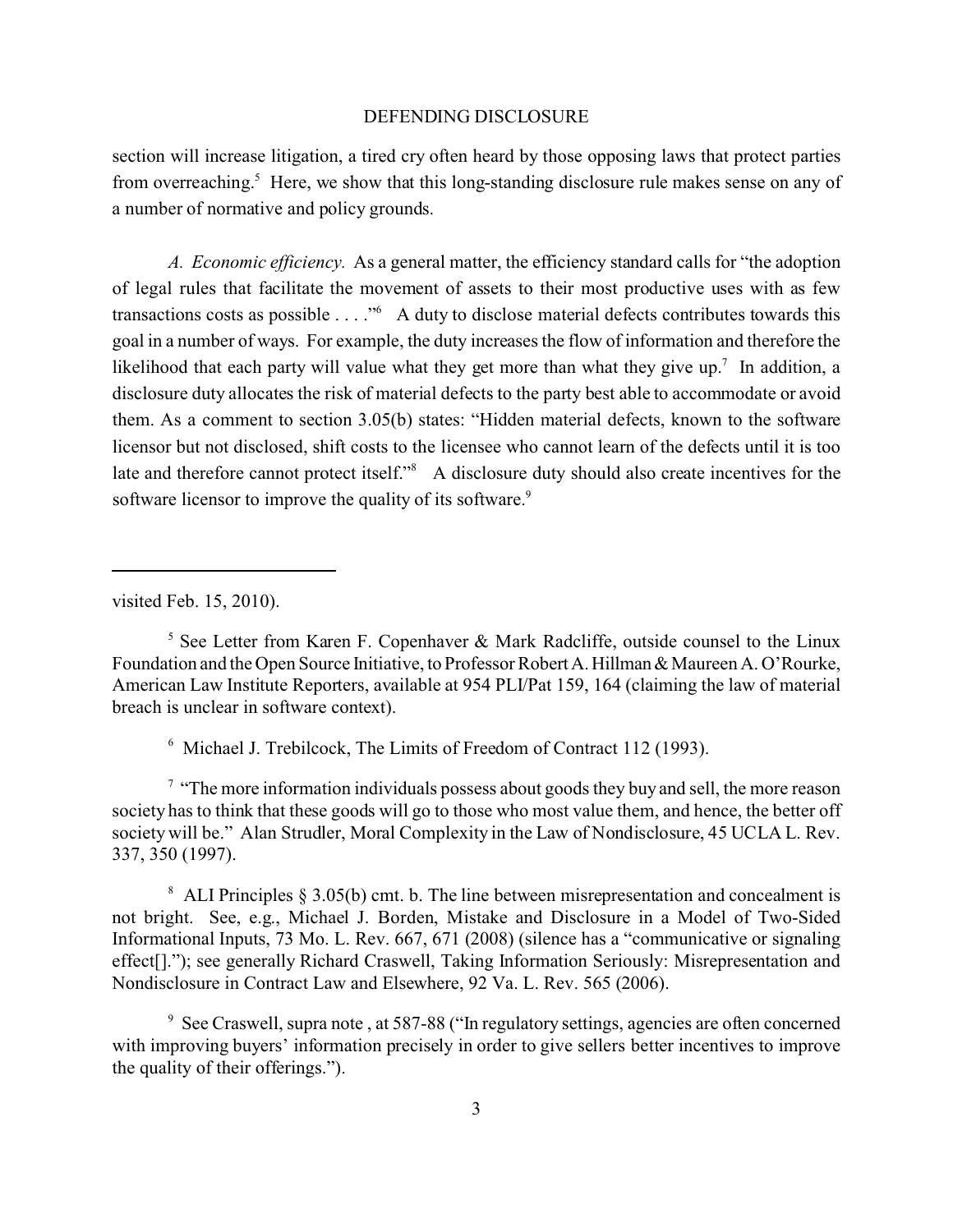section will increase litigation, a tired cry often heard by those opposing laws that protect parties from overreaching.[5] Here, we show that this long-standing disclosure rule makes sense on any of a number of normative and policy grounds.

*A. Economic efficiency.* As a general matter, the efficiency standard calls for "the adoption of legal rules that facilitate the movement of assets to their most productive uses with as few transactions costs as possible . . . ."[6] A duty to disclose material defects contributes towards this goal in a number of ways. For example, the duty increases the flow of information and therefore the likelihood that each party will value what they get more than what they give up.[7] In addition, a disclosure duty allocates the risk of material defects to the party best able to accommodate or avoid them. As a comment to section 3.05(b) states: "Hidden material defects, known to the software licensor but not disclosed, shift costs to the licensee who cannot learn of the defects until it is too late and therefore cannot protect itself."[8] A disclosure duty should also create incentives for the software licensor to improve the quality of its software.[9]

---

visited Feb. 15, 2010).

[5] See Letter from Karen F. Copenhaver & Mark Radcliffe, outside counsel to the Linux Foundation and the Open Source Initiative, to Professor Robert A. Hillman & Maureen A. O'Rourke, American Law Institute Reporters, available at 954 PLI/Pat 159, 164 (claiming the law of material breach is unclear in software context).

[6] Michael J. Trebilcock, The Limits of Freedom of Contract 112 (1993).

[7] "The more information individuals possess about goods they buy and sell, the more reason society has to think that these goods will go to those who most value them, and hence, the better off society will be." Alan Strudler, Moral Complexity in the Law of Nondisclosure, 45 UCLA L. Rev. 337, 350 (1997).

[8] ALI Principles § 3.05(b) cmt. b. The line between misrepresentation and concealment is not bright. See, e.g., Michael J. Borden, Mistake and Disclosure in a Model of Two-Sided Informational Inputs, 73 Mo. L. Rev. 667, 671 (2008) (silence has a "communicative or signaling effect[]."); see generally Richard Craswell, Taking Information Seriously: Misrepresentation and Nondisclosure in Contract Law and Elsewhere, 92 Va. L. Rev. 565 (2006).

[9] See Craswell, supra note , at 587-88 ("In regulatory settings, agencies are often concerned with improving buyers' information precisely in order to give sellers better incentives to improve the quality of their offerings.").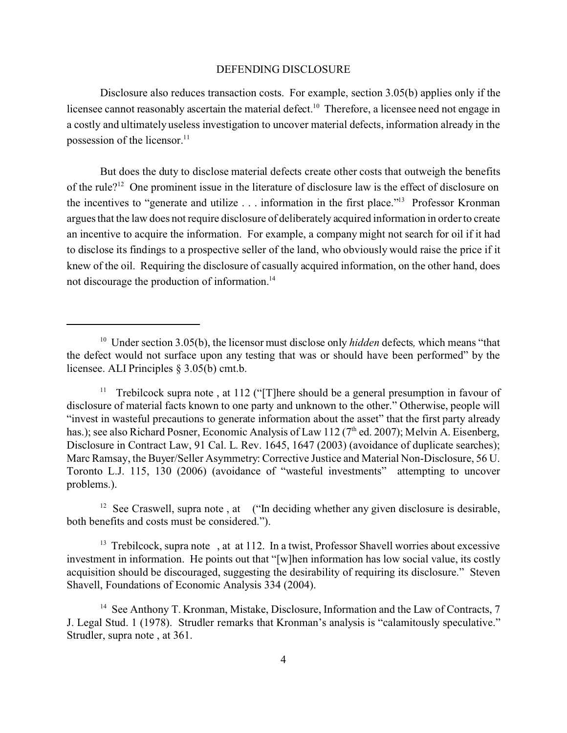Disclosure also reduces transaction costs. For example, section 3.05(b) applies only if the licensee cannot reasonably ascertain the material defect.[10] Therefore, a licensee need not engage in a costly and ultimately useless investigation to uncover material defects, information already in the possession of the licensor.[11]

But does the duty to disclose material defects create other costs that outweigh the benefits of the rule?[12] One prominent issue in the literature of disclosure law is the effect of disclosure on the incentives to "generate and utilize . . . information in the first place."[13] Professor Kronman argues that the law does not require disclosure of deliberately acquired information in order to create an incentive to acquire the information. For example, a company might not search for oil if it had to disclose its findings to a prospective seller of the land, who obviously would raise the price if it knew of the oil. Requiring the disclosure of casually acquired information, on the other hand, does not discourage the production of information.[14]

---

[10] Under section 3.05(b), the licensor must disclose only *hidden* defects*,* which means "that the defect would not surface upon any testing that was or should have been performed" by the licensee. ALI Principles § 3.05(b) cmt.b.

[11] Trebilcock supra note , at 112 ("[T]here should be a general presumption in favour of disclosure of material facts known to one party and unknown to the other." Otherwise, people will "invest in wasteful precautions to generate information about the asset" that the first party already has.); see also Richard Posner, Economic Analysis of Law 112 (7th ed. 2007); Melvin A. Eisenberg, Disclosure in Contract Law, 91 Cal. L. Rev. 1645, 1647 (2003) (avoidance of duplicate searches); Marc Ramsay, the Buyer/Seller Asymmetry: Corrective Justice and Material Non-Disclosure, 56 U. Toronto L.J. 115, 130 (2006) (avoidance of "wasteful investments" attempting to uncover problems.).

[12] See Craswell, supra note , at ("In deciding whether any given disclosure is desirable, both benefits and costs must be considered.").

[13] Trebilcock, supra note , at at 112. In a twist, Professor Shavell worries about excessive investment in information. He points out that "[w]hen information has low social value, its costly acquisition should be discouraged, suggesting the desirability of requiring its disclosure." Steven Shavell, Foundations of Economic Analysis 334 (2004).

[14] See Anthony T. Kronman, Mistake, Disclosure, Information and the Law of Contracts, 7 J. Legal Stud. 1 (1978). Strudler remarks that Kronman's analysis is "calamitously speculative." Strudler, supra note , at 361.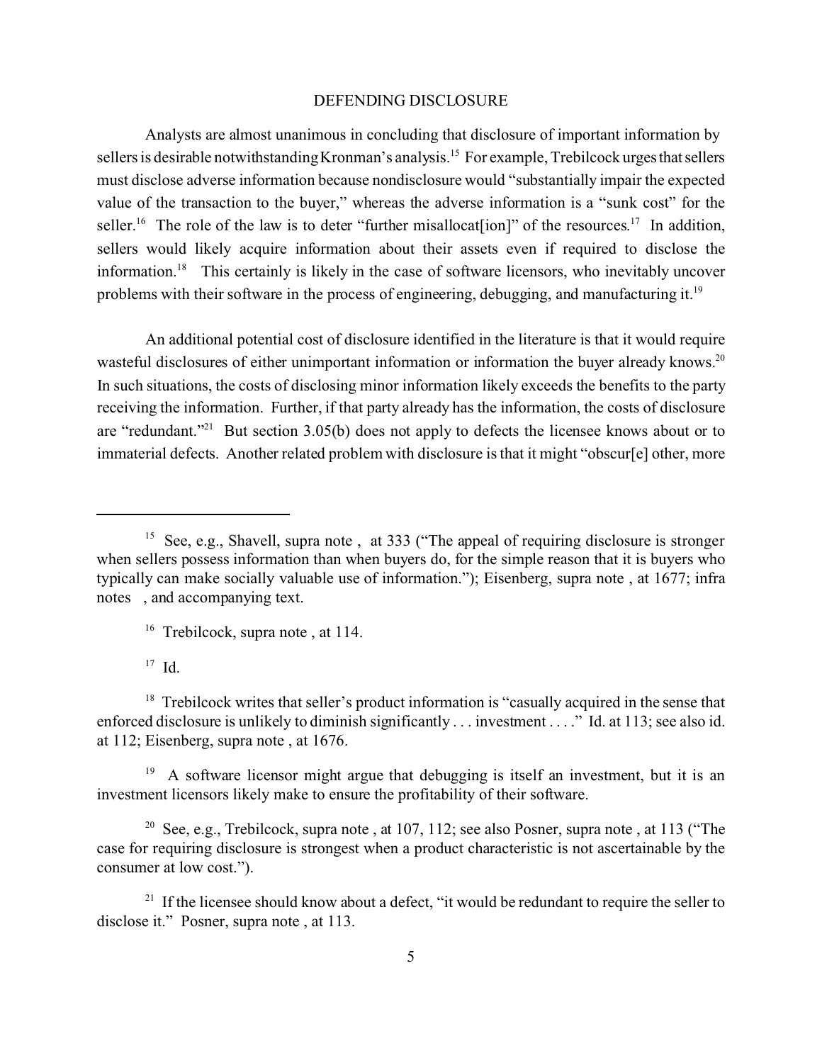## DEFENDING DISCLOSURE

Analysts are almost unanimous in concluding that disclosure of important information by sellers is desirable notwithstanding Kronman's analysis.[15] For example, Trebilcock urges that sellers must disclose adverse information because nondisclosure would "substantially impair the expected value of the transaction to the buyer," whereas the adverse information is a "sunk cost" for the seller.[16] The role of the law is to deter "further misallocat[ion]" of the resources.[17] In addition, sellers would likely acquire information about their assets even if required to disclose the information.[18] This certainly is likely in the case of software licensors, who inevitably uncover problems with their software in the process of engineering, debugging, and manufacturing it.[19]

An additional potential cost of disclosure identified in the literature is that it would require wasteful disclosures of either unimportant information or information the buyer already knows.[20] In such situations, the costs of disclosing minor information likely exceeds the benefits to the party receiving the information. Further, if that party already has the information, the costs of disclosure are "redundant."[21] But section 3.05(b) does not apply to defects the licensee knows about or to immaterial defects. Another related problem with disclosure is that it might "obscur[e] other, more

---

[15] See, e.g., Shavell, supra note , at 333 ("The appeal of requiring disclosure is stronger when sellers possess information than when buyers do, for the simple reason that it is buyers who typically can make socially valuable use of information."); Eisenberg, supra note , at 1677; infra notes , and accompanying text.

[16] Trebilcock, supra note , at 114.

[17] Id.

[18] Trebilcock writes that seller's product information is "casually acquired in the sense that enforced disclosure is unlikely to diminish significantly . . . investment . . . ." Id. at 113; see also id. at 112; Eisenberg, supra note , at 1676.

[19] A software licensor might argue that debugging is itself an investment, but it is an investment licensors likely make to ensure the profitability of their software.

[20] See, e.g., Trebilcock, supra note , at 107, 112; see also Posner, supra note , at 113 ("The case for requiring disclosure is strongest when a product characteristic is not ascertainable by the consumer at low cost.").

[21] If the licensee should know about a defect, "it would be redundant to require the seller to disclose it." Posner, supra note , at 113.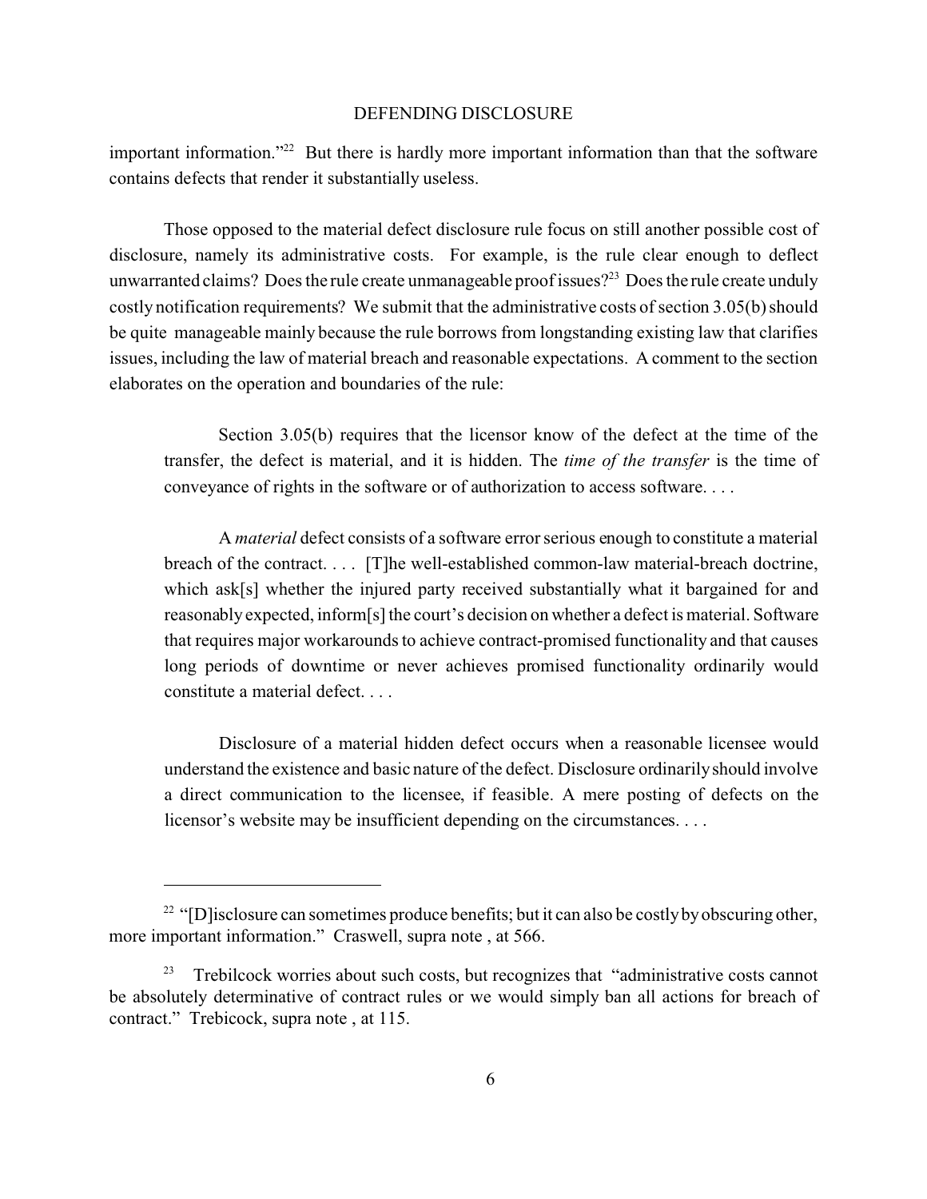important information."[22] But there is hardly more important information than that the software contains defects that render it substantially useless.

Those opposed to the material defect disclosure rule focus on still another possible cost of disclosure, namely its administrative costs. For example, is the rule clear enough to deflect unwarranted claims? Does the rule create unmanageable proof issues?[23] Does the rule create unduly costly notification requirements? We submit that the administrative costs of section 3.05(b) should be quite manageable mainly because the rule borrows from longstanding existing law that clarifies issues, including the law of material breach and reasonable expectations. A comment to the section elaborates on the operation and boundaries of the rule:

> Section 3.05(b) requires that the licensor know of the defect at the time of the transfer, the defect is material, and it is hidden. The *time of the transfer* is the time of conveyance of rights in the software or of authorization to access software. . . .
>
> A *material* defect consists of a software error serious enough to constitute a material breach of the contract. . . . [T]he well-established common-law material-breach doctrine, which ask[s] whether the injured party received substantially what it bargained for and reasonably expected, inform[s] the court's decision on whether a defect is material. Software that requires major workarounds to achieve contract-promised functionality and that causes long periods of downtime or never achieves promised functionality ordinarily would constitute a material defect. . . .
>
> Disclosure of a material hidden defect occurs when a reasonable licensee would understand the existence and basic nature of the defect. Disclosure ordinarily should involve a direct communication to the licensee, if feasible. A mere posting of defects on the licensor's website may be insufficient depending on the circumstances. . . .

---

[22] "[D]isclosure can sometimes produce benefits; but it can also be costly by obscuring other, more important information." Craswell, supra note , at 566.

[23] Trebilcock worries about such costs, but recognizes that "administrative costs cannot be absolutely determinative of contract rules or we would simply ban all actions for breach of contract." Trebicock, supra note , at 115.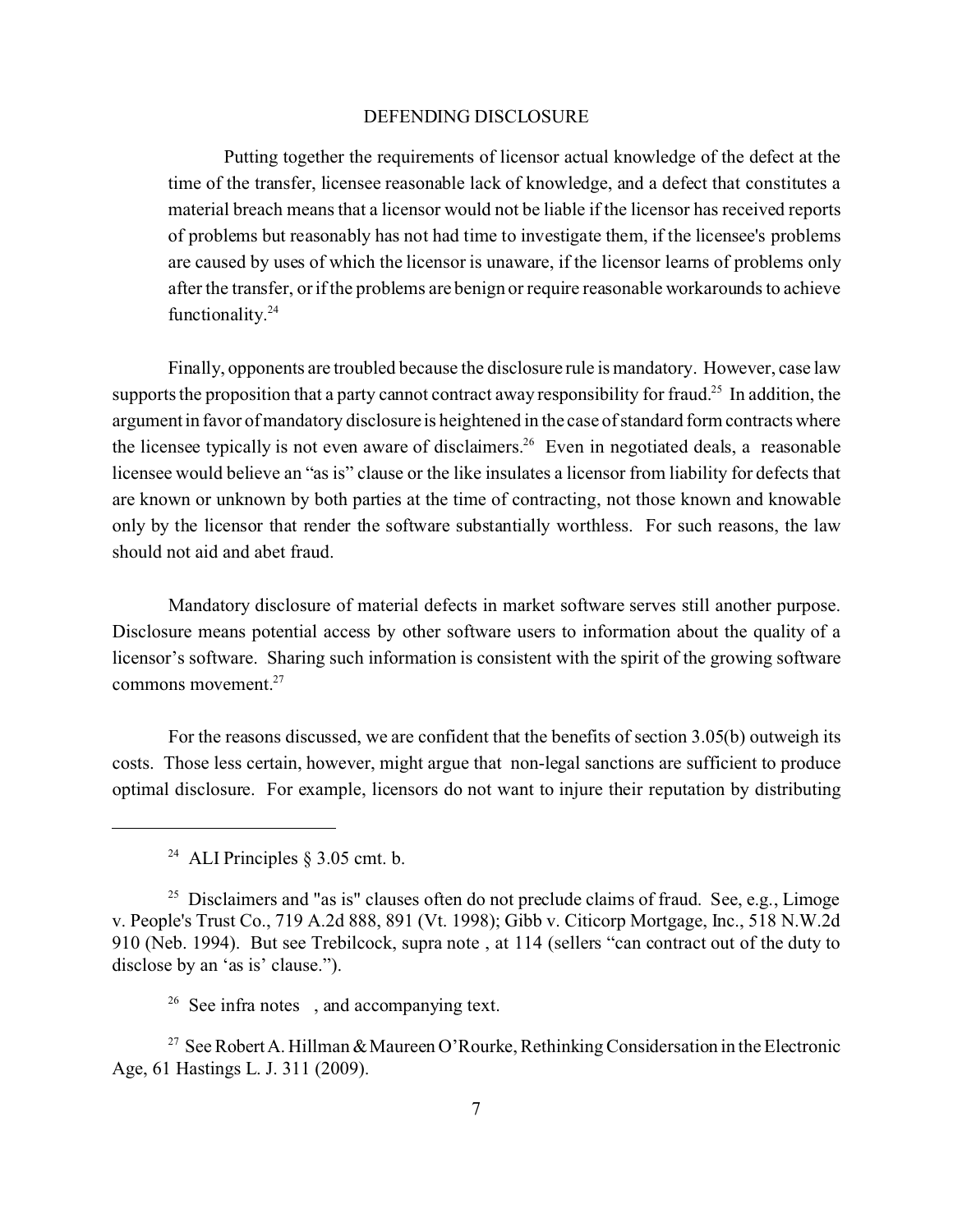> Putting together the requirements of licensor actual knowledge of the defect at the time of the transfer, licensee reasonable lack of knowledge, and a defect that constitutes a material breach means that a licensor would not be liable if the licensor has received reports of problems but reasonably has not had time to investigate them, if the licensee's problems are caused by uses of which the licensor is unaware, if the licensor learns of problems only after the transfer, or if the problems are benign or require reasonable workarounds to achieve functionality.[24]

Finally, opponents are troubled because the disclosure rule is mandatory. However, case law supports the proposition that a party cannot contract away responsibility for fraud.[25] In addition, the argument in favor of mandatory disclosure is heightened in the case of standard form contracts where the licensee typically is not even aware of disclaimers.[26] Even in negotiated deals, a reasonable licensee would believe an "as is" clause or the like insulates a licensor from liability for defects that are known or unknown by both parties at the time of contracting, not those known and knowable only by the licensor that render the software substantially worthless. For such reasons, the law should not aid and abet fraud.

Mandatory disclosure of material defects in market software serves still another purpose. Disclosure means potential access by other software users to information about the quality of a licensor's software. Sharing such information is consistent with the spirit of the growing software commons movement.[27]

For the reasons discussed, we are confident that the benefits of section 3.05(b) outweigh its costs. Those less certain, however, might argue that non-legal sanctions are sufficient to produce optimal disclosure. For example, licensors do not want to injure their reputation by distributing

---

[24] ALI Principles § 3.05 cmt. b.

[25] Disclaimers and "as is" clauses often do not preclude claims of fraud. See, e.g., Limoge v. People's Trust Co., 719 A.2d 888, 891 (Vt. 1998); Gibb v. Citicorp Mortgage, Inc., 518 N.W.2d 910 (Neb. 1994). But see Trebilcock, supra note , at 114 (sellers "can contract out of the duty to disclose by an 'as is' clause.").

[26] See infra notes , and accompanying text.

[27] See Robert A. Hillman & Maureen O'Rourke, Rethinking Considersation in the Electronic Age, 61 Hastings L. J. 311 (2009).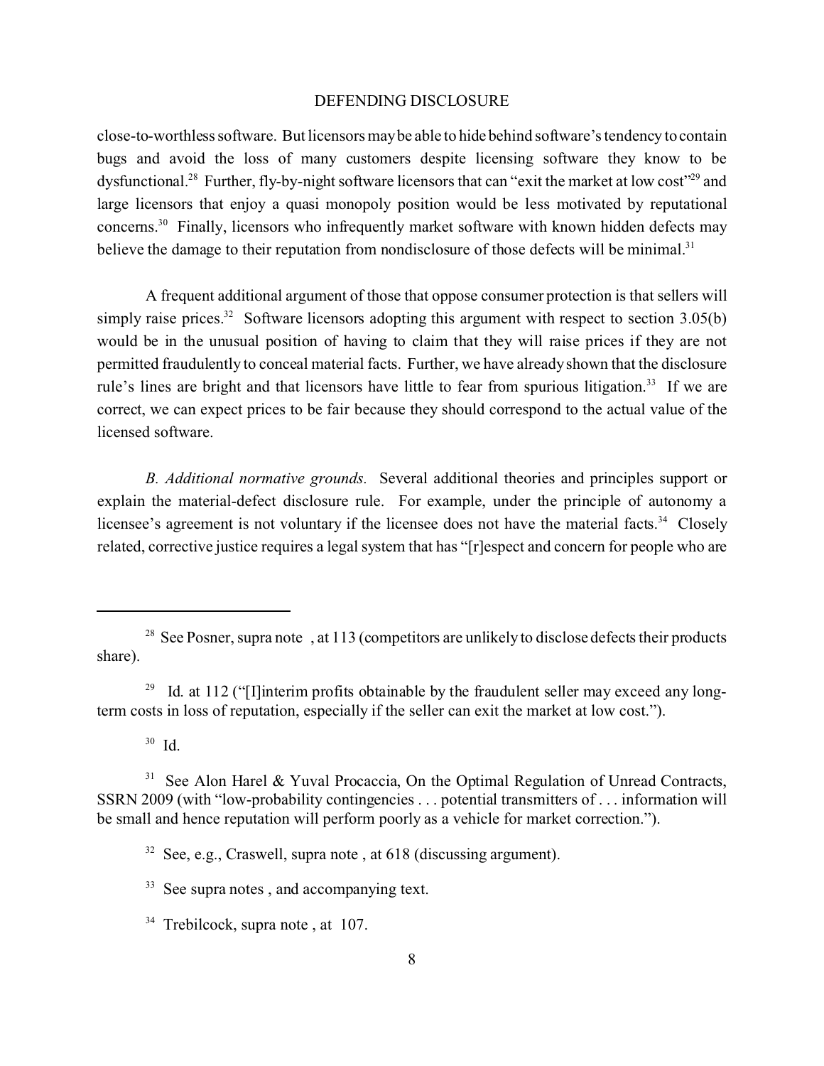close-to-worthless software. But licensors may be able to hide behind software's tendency to contain bugs and avoid the loss of many customers despite licensing software they know to be dysfunctional.[28] Further, fly-by-night software licensors that can "exit the market at low cost"[29] and large licensors that enjoy a quasi monopoly position would be less motivated by reputational concerns.[30] Finally, licensors who infrequently market software with known hidden defects may believe the damage to their reputation from nondisclosure of those defects will be minimal.[31]

A frequent additional argument of those that oppose consumer protection is that sellers will simply raise prices.[32] Software licensors adopting this argument with respect to section 3.05(b) would be in the unusual position of having to claim that they will raise prices if they are not permitted fraudulently to conceal material facts. Further, we have already shown that the disclosure rule's lines are bright and that licensors have little to fear from spurious litigation.[33] If we are correct, we can expect prices to be fair because they should correspond to the actual value of the licensed software.

*B. Additional normative grounds.* Several additional theories and principles support or explain the material-defect disclosure rule. For example, under the principle of autonomy a licensee's agreement is not voluntary if the licensee does not have the material facts.[34] Closely related, corrective justice requires a legal system that has "[r]espect and concern for people who are

---

[28] See Posner, supra note , at 113 (competitors are unlikely to disclose defects their products share).

[29] Id. at 112 ("[I]interim profits obtainable by the fraudulent seller may exceed any long-term costs in loss of reputation, especially if the seller can exit the market at low cost.").

[30] Id.

[31] See Alon Harel & Yuval Procaccia, On the Optimal Regulation of Unread Contracts, SSRN 2009 (with "low-probability contingencies . . . potential transmitters of . . . information will be small and hence reputation will perform poorly as a vehicle for market correction.").

[32] See, e.g., Craswell, supra note , at 618 (discussing argument).

[33] See supra notes , and accompanying text.

[34] Trebilcock, supra note , at 107.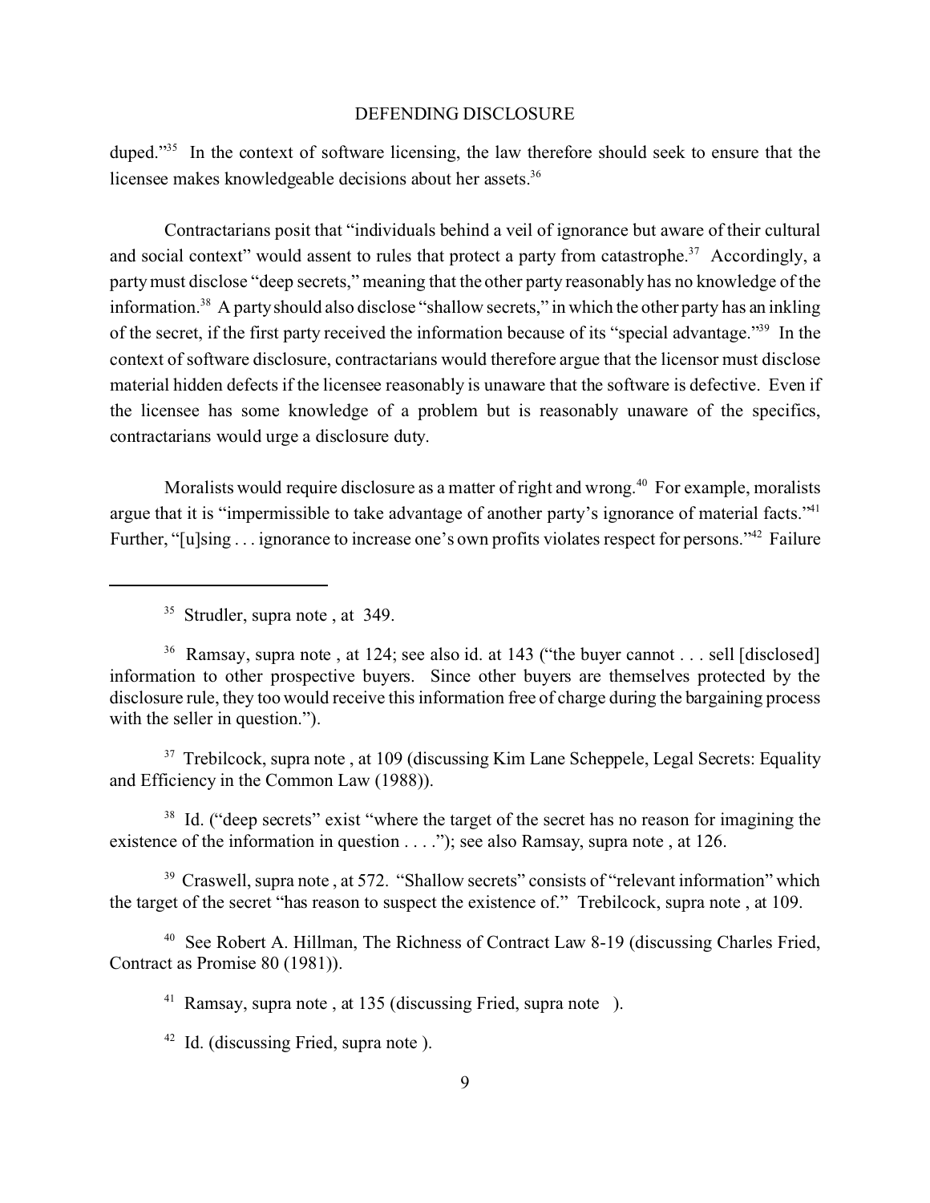duped."[35] In the context of software licensing, the law therefore should seek to ensure that the licensee makes knowledgeable decisions about her assets.[36]

Contractarians posit that "individuals behind a veil of ignorance but aware of their cultural and social context" would assent to rules that protect a party from catastrophe.[37] Accordingly, a party must disclose "deep secrets," meaning that the other party reasonably has no knowledge of the information.[38] A party should also disclose "shallow secrets," in which the other party has an inkling of the secret, if the first party received the information because of its "special advantage."[39] In the context of software disclosure, contractarians would therefore argue that the licensor must disclose material hidden defects if the licensee reasonably is unaware that the software is defective. Even if the licensee has some knowledge of a problem but is reasonably unaware of the specifics, contractarians would urge a disclosure duty.

Moralists would require disclosure as a matter of right and wrong.[40] For example, moralists argue that it is "impermissible to take advantage of another party's ignorance of material facts."[41] Further, "[u]sing . . . ignorance to increase one's own profits violates respect for persons."[42] Failure

---

[35] Strudler, supra note , at 349.

[36] Ramsay, supra note , at 124; see also id. at 143 ("the buyer cannot . . . sell [disclosed] information to other prospective buyers. Since other buyers are themselves protected by the disclosure rule, they too would receive this information free of charge during the bargaining process with the seller in question.").

[37] Trebilcock, supra note , at 109 (discussing Kim Lane Scheppele, Legal Secrets: Equality and Efficiency in the Common Law (1988)).

[38] Id. ("deep secrets" exist "where the target of the secret has no reason for imagining the existence of the information in question . . . ."); see also Ramsay, supra note , at 126.

[39] Craswell, supra note , at 572. "Shallow secrets" consists of "relevant information" which the target of the secret "has reason to suspect the existence of." Trebilcock, supra note , at 109.

[40] See Robert A. Hillman, The Richness of Contract Law 8-19 (discussing Charles Fried, Contract as Promise 80 (1981)).

[41] Ramsay, supra note , at 135 (discussing Fried, supra note ).

[42] Id. (discussing Fried, supra note ).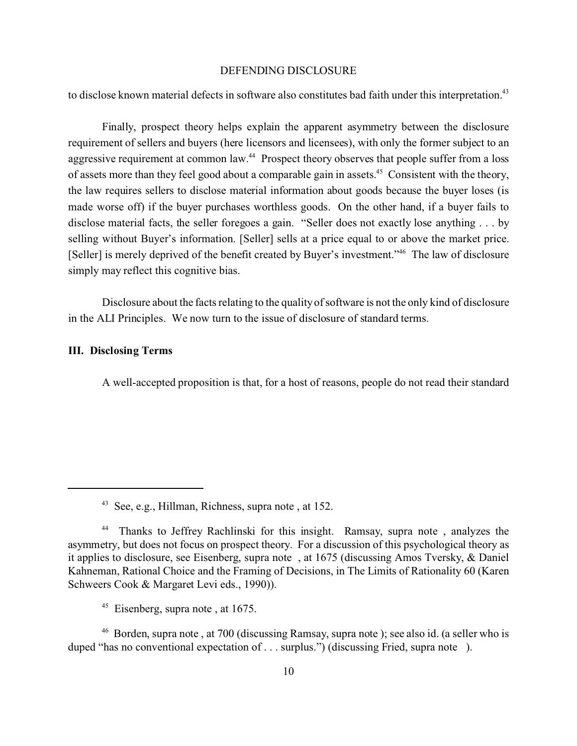to disclose known material defects in software also constitutes bad faith under this interpretation.[43]

Finally, prospect theory helps explain the apparent asymmetry between the disclosure requirement of sellers and buyers (here licensors and licensees), with only the former subject to an aggressive requirement at common law.[44] Prospect theory observes that people suffer from a loss of assets more than they feel good about a comparable gain in assets.[45] Consistent with the theory, the law requires sellers to disclose material information about goods because the buyer loses (is made worse off) if the buyer purchases worthless goods. On the other hand, if a buyer fails to disclose material facts, the seller foregoes a gain. "Seller does not exactly lose anything . . . by selling without Buyer's information. [Seller] sells at a price equal to or above the market price. [Seller] is merely deprived of the benefit created by Buyer's investment."[46] The law of disclosure simply may reflect this cognitive bias.

Disclosure about the facts relating to the quality of software is not the only kind of disclosure in the ALI Principles. We now turn to the issue of disclosure of standard terms.

## III. Disclosing Terms

A well-accepted proposition is that, for a host of reasons, people do not read their standard

---

[43] See, e.g., Hillman, Richness, supra note , at 152.

[44] Thanks to Jeffrey Rachlinski for this insight. Ramsay, supra note , analyzes the asymmetry, but does not focus on prospect theory. For a discussion of this psychological theory as it applies to disclosure, see Eisenberg, supra note , at 1675 (discussing Amos Tversky, & Daniel Kahneman, Rational Choice and the Framing of Decisions, in The Limits of Rationality 60 (Karen Schweers Cook & Margaret Levi eds., 1990)).

[45] Eisenberg, supra note , at 1675.

[46] Borden, supra note , at 700 (discussing Ramsay, supra note ); see also id. (a seller who is duped "has no conventional expectation of . . . surplus.") (discussing Fried, supra note ).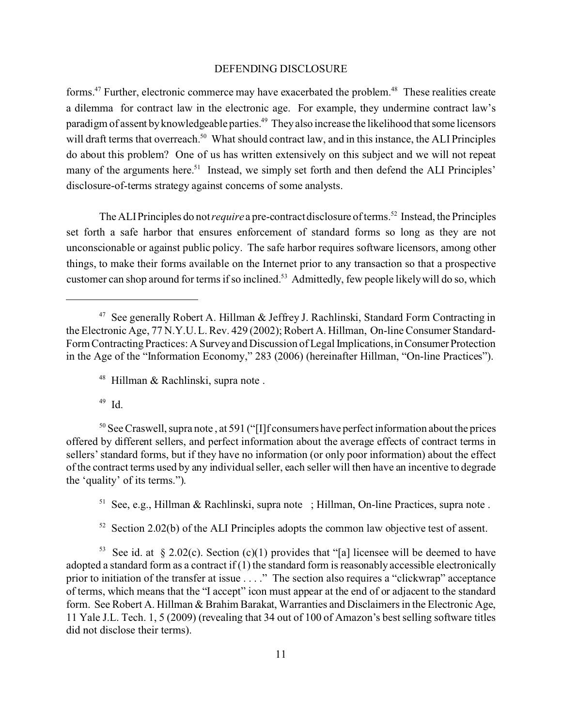forms.[47] Further, electronic commerce may have exacerbated the problem.[48] These realities create a dilemma for contract law in the electronic age. For example, they undermine contract law's paradigm of assent by knowledgeable parties.[49] They also increase the likelihood that some licensors will draft terms that overreach.[50] What should contract law, and in this instance, the ALI Principles do about this problem? One of us has written extensively on this subject and we will not repeat many of the arguments here.[51] Instead, we simply set forth and then defend the ALI Principles' disclosure-of-terms strategy against concerns of some analysts.

The ALI Principles do not *require* a pre-contract disclosure of terms.[52] Instead, the Principles set forth a safe harbor that ensures enforcement of standard forms so long as they are not unconscionable or against public policy. The safe harbor requires software licensors, among other things, to make their forms available on the Internet prior to any transaction so that a prospective customer can shop around for terms if so inclined.[53] Admittedly, few people likely will do so, which

---

[47] See generally Robert A. Hillman & Jeffrey J. Rachlinski, Standard Form Contracting in the Electronic Age, 77 N.Y.U. L. Rev. 429 (2002); Robert A. Hillman, On-line Consumer Standard-Form Contracting Practices: A Survey and Discussion of Legal Implications, in Consumer Protection in the Age of the "Information Economy," 283 (2006) (hereinafter Hillman, "On-line Practices").

[48] Hillman & Rachlinski, supra note .

[49] Id.

[50] See Craswell, supra note , at 591 ("[I]f consumers have perfect information about the prices offered by different sellers, and perfect information about the average effects of contract terms in sellers' standard forms, but if they have no information (or only poor information) about the effect of the contract terms used by any individual seller, each seller will then have an incentive to degrade the 'quality' of its terms.").

[51] See, e.g., Hillman & Rachlinski, supra note ; Hillman, On-line Practices, supra note .

[52] Section 2.02(b) of the ALI Principles adopts the common law objective test of assent.

[53] See id. at § 2.02(c). Section (c)(1) provides that "[a] licensee will be deemed to have adopted a standard form as a contract if (1) the standard form is reasonably accessible electronically prior to initiation of the transfer at issue . . . ." The section also requires a "clickwrap" acceptance of terms, which means that the "I accept" icon must appear at the end of or adjacent to the standard form. See Robert A. Hillman & Brahim Barakat, Warranties and Disclaimers in the Electronic Age, 11 Yale J.L. Tech. 1, 5 (2009) (revealing that 34 out of 100 of Amazon's best selling software titles did not disclose their terms).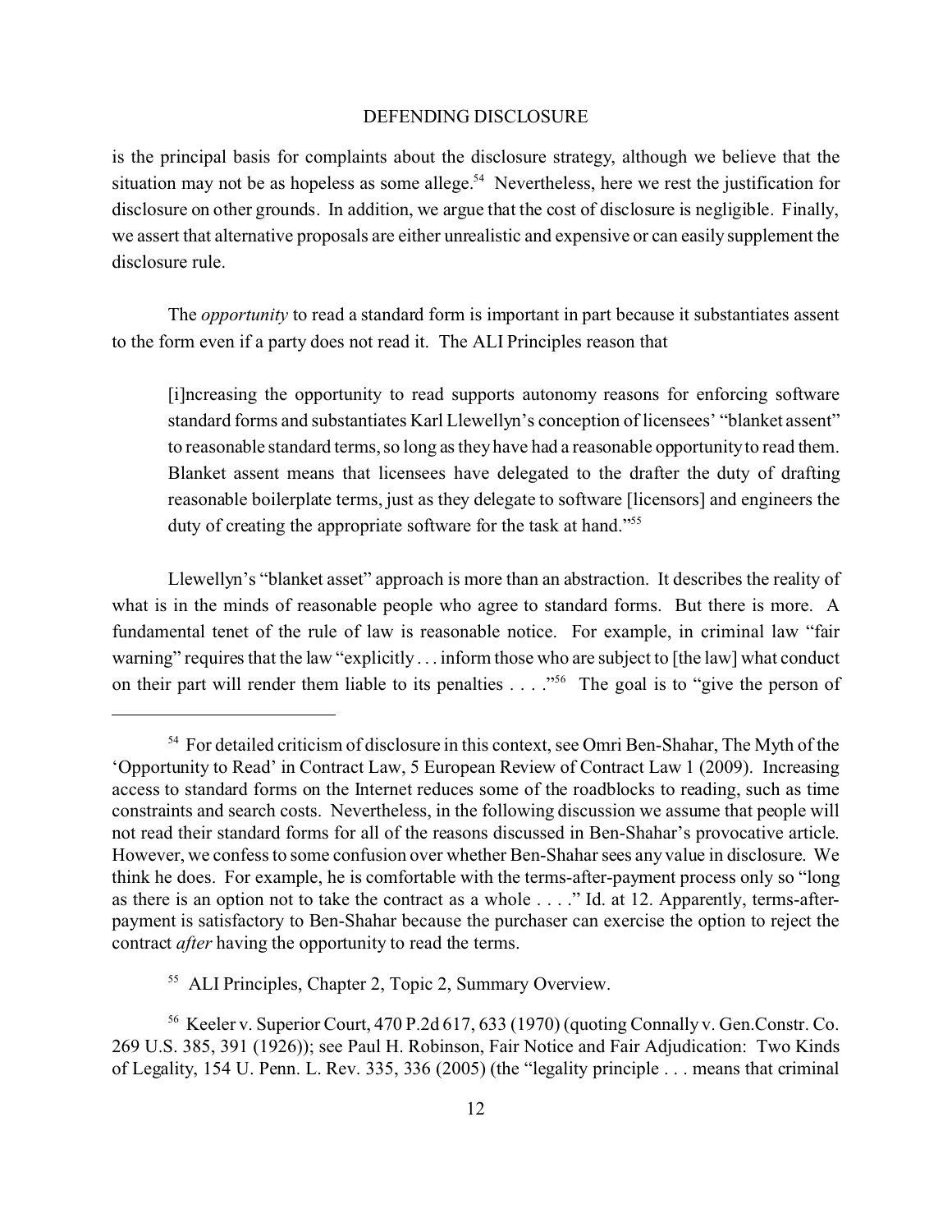is the principal basis for complaints about the disclosure strategy, although we believe that the situation may not be as hopeless as some allege.[54] Nevertheless, here we rest the justification for disclosure on other grounds. In addition, we argue that the cost of disclosure is negligible. Finally, we assert that alternative proposals are either unrealistic and expensive or can easily supplement the disclosure rule.

The *opportunity* to read a standard form is important in part because it substantiates assent to the form even if a party does not read it. The ALI Principles reason that

> [i]ncreasing the opportunity to read supports autonomy reasons for enforcing software standard forms and substantiates Karl Llewellyn's conception of licensees' "blanket assent" to reasonable standard terms, so long as they have had a reasonable opportunity to read them. Blanket assent means that licensees have delegated to the drafter the duty of drafting reasonable boilerplate terms, just as they delegate to software [licensors] and engineers the duty of creating the appropriate software for the task at hand."[55]

Llewellyn's "blanket asset" approach is more than an abstraction. It describes the reality of what is in the minds of reasonable people who agree to standard forms. But there is more. A fundamental tenet of the rule of law is reasonable notice. For example, in criminal law "fair warning" requires that the law "explicitly . . . inform those who are subject to [the law] what conduct on their part will render them liable to its penalties . . . ."[56] The goal is to "give the person of

---

[54] For detailed criticism of disclosure in this context, see Omri Ben-Shahar, The Myth of the 'Opportunity to Read' in Contract Law, 5 European Review of Contract Law 1 (2009). Increasing access to standard forms on the Internet reduces some of the roadblocks to reading, such as time constraints and search costs. Nevertheless, in the following discussion we assume that people will not read their standard forms for all of the reasons discussed in Ben-Shahar's provocative article. However, we confess to some confusion over whether Ben-Shahar sees any value in disclosure. We think he does. For example, he is comfortable with the terms-after-payment process only so "long as there is an option not to take the contract as a whole . . . ." Id. at 12. Apparently, terms-after-payment is satisfactory to Ben-Shahar because the purchaser can exercise the option to reject the contract *after* having the opportunity to read the terms.

[55] ALI Principles, Chapter 2, Topic 2, Summary Overview.

[56] Keeler v. Superior Court, 470 P.2d 617, 633 (1970) (quoting Connally v. Gen.Constr. Co. 269 U.S. 385, 391 (1926)); see Paul H. Robinson, Fair Notice and Fair Adjudication: Two Kinds of Legality, 154 U. Penn. L. Rev. 335, 336 (2005) (the "legality principle . . . means that criminal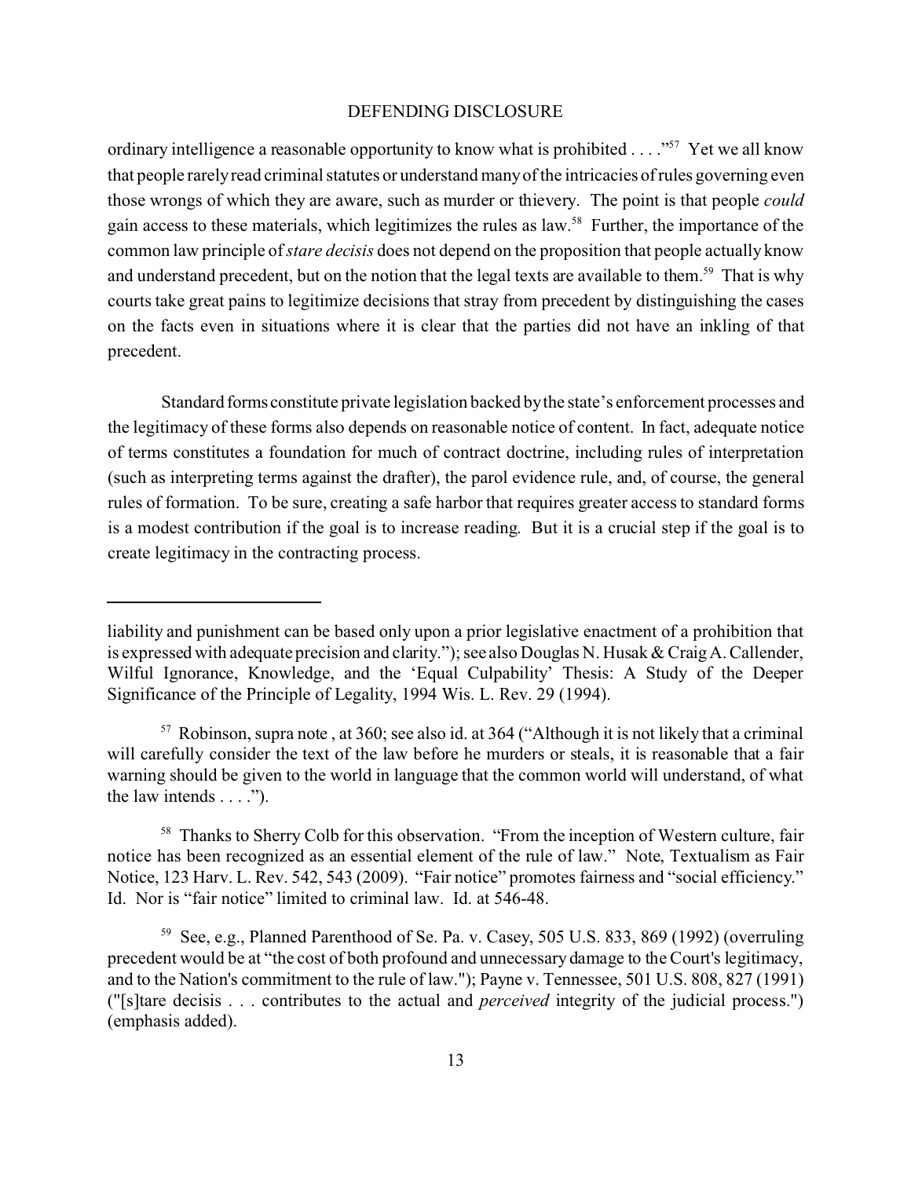ordinary intelligence a reasonable opportunity to know what is prohibited . . . ."[57] Yet we all know that people rarely read criminal statutes or understand many of the intricacies of rules governing even those wrongs of which they are aware, such as murder or thievery. The point is that people *could* gain access to these materials, which legitimizes the rules as law.[58] Further, the importance of the common law principle of *stare decisis* does not depend on the proposition that people actually know and understand precedent, but on the notion that the legal texts are available to them.[59] That is why courts take great pains to legitimize decisions that stray from precedent by distinguishing the cases on the facts even in situations where it is clear that the parties did not have an inkling of that precedent.

Standard forms constitute private legislation backed by the state's enforcement processes and the legitimacy of these forms also depends on reasonable notice of content. In fact, adequate notice of terms constitutes a foundation for much of contract doctrine, including rules of interpretation (such as interpreting terms against the drafter), the parol evidence rule, and, of course, the general rules of formation. To be sure, creating a safe harbor that requires greater access to standard forms is a modest contribution if the goal is to increase reading. But it is a crucial step if the goal is to create legitimacy in the contracting process.

---

liability and punishment can be based only upon a prior legislative enactment of a prohibition that is expressed with adequate precision and clarity."); see also Douglas N. Husak & Craig A. Callender, Wilful Ignorance, Knowledge, and the 'Equal Culpability' Thesis: A Study of the Deeper Significance of the Principle of Legality, 1994 Wis. L. Rev. 29 (1994).

[57] Robinson, supra note , at 360; see also id. at 364 ("Although it is not likely that a criminal will carefully consider the text of the law before he murders or steals, it is reasonable that a fair warning should be given to the world in language that the common world will understand, of what the law intends . . . .").

[58] Thanks to Sherry Colb for this observation. "From the inception of Western culture, fair notice has been recognized as an essential element of the rule of law." Note, Textualism as Fair Notice, 123 Harv. L. Rev. 542, 543 (2009). "Fair notice" promotes fairness and "social efficiency." Id. Nor is "fair notice" limited to criminal law. Id. at 546-48.

[59] See, e.g., Planned Parenthood of Se. Pa. v. Casey, 505 U.S. 833, 869 (1992) (overruling precedent would be at "the cost of both profound and unnecessary damage to the Court's legitimacy, and to the Nation's commitment to the rule of law."); Payne v. Tennessee, 501 U.S. 808, 827 (1991) ("[s]tare decisis . . . contributes to the actual and *perceived* integrity of the judicial process.") (emphasis added).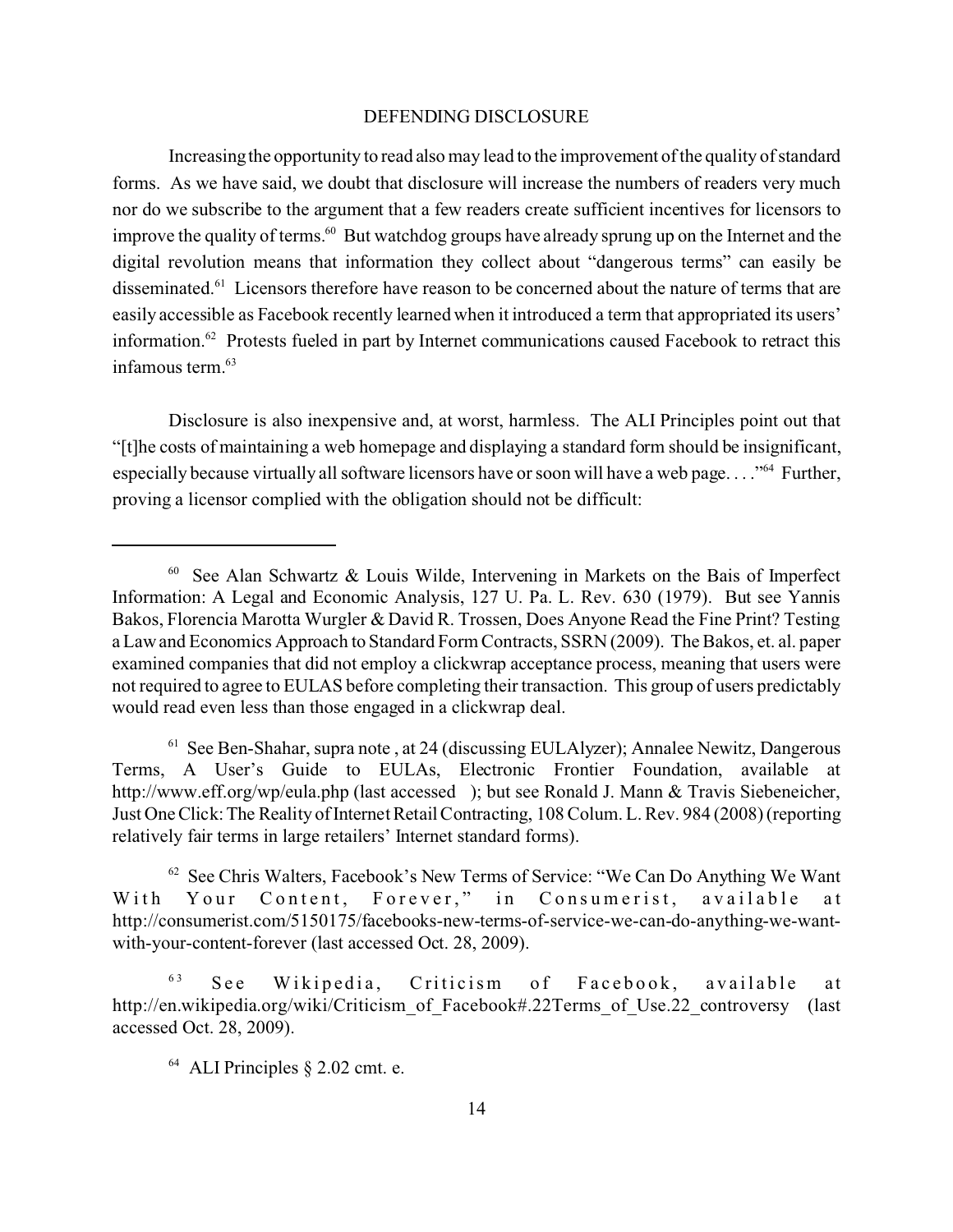Increasing the opportunity to read also may lead to the improvement of the quality of standard forms. As we have said, we doubt that disclosure will increase the numbers of readers very much nor do we subscribe to the argument that a few readers create sufficient incentives for licensors to improve the quality of terms.[60] But watchdog groups have already sprung up on the Internet and the digital revolution means that information they collect about "dangerous terms" can easily be disseminated.[61] Licensors therefore have reason to be concerned about the nature of terms that are easily accessible as Facebook recently learned when it introduced a term that appropriated its users' information.[62] Protests fueled in part by Internet communications caused Facebook to retract this infamous term.[63]

Disclosure is also inexpensive and, at worst, harmless. The ALI Principles point out that "[t]he costs of maintaining a web homepage and displaying a standard form should be insignificant, especially because virtually all software licensors have or soon will have a web page. . . ."[64] Further, proving a licensor complied with the obligation should not be difficult:

---

[60] See Alan Schwartz & Louis Wilde, Intervening in Markets on the Bais of Imperfect Information: A Legal and Economic Analysis, 127 U. Pa. L. Rev. 630 (1979). But see Yannis Bakos, Florencia Marotta Wurgler & David R. Trossen, Does Anyone Read the Fine Print? Testing a Law and Economics Approach to Standard Form Contracts, SSRN (2009). The Bakos, et. al. paper examined companies that did not employ a clickwrap acceptance process, meaning that users were not required to agree to EULAS before completing their transaction. This group of users predictably would read even less than those engaged in a clickwrap deal.

[61] See Ben-Shahar, supra note , at 24 (discussing EULAlyzer); Annalee Newitz, Dangerous Terms, A User's Guide to EULAs, Electronic Frontier Foundation, available at http://www.eff.org/wp/eula.php (last accessed ); but see Ronald J. Mann & Travis Siebeneicher, Just One Click: The Reality of Internet Retail Contracting, 108 Colum. L. Rev. 984 (2008) (reporting relatively fair terms in large retailers' Internet standard forms).

[62] See Chris Walters, Facebook's New Terms of Service: "We Can Do Anything We Want With Your Content, Forever," in Consumerist, available at http://consumerist.com/5150175/facebooks-new-terms-of-service-we-can-do-anything-we-want-with-your-content-forever (last accessed Oct. 28, 2009).

[63] See Wikipedia, Criticism of Facebook, available at http://en.wikipedia.org/wiki/Criticism_of_Facebook#.22Terms_of_Use.22_controversy (last accessed Oct. 28, 2009).

[64] ALI Principles § 2.02 cmt. e.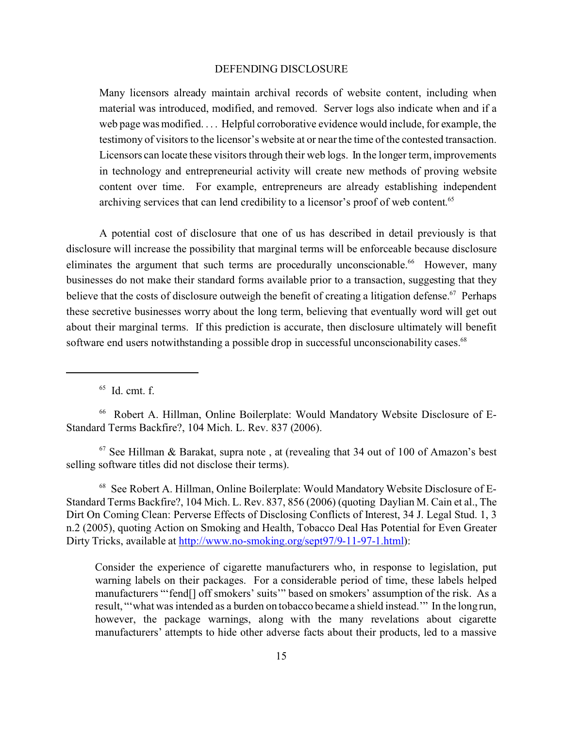> Many licensors already maintain archival records of website content, including when material was introduced, modified, and removed. Server logs also indicate when and if a web page was modified. . . . Helpful corroborative evidence would include, for example, the testimony of visitors to the licensor's website at or near the time of the contested transaction. Licensors can locate these visitors through their web logs. In the longer term, improvements in technology and entrepreneurial activity will create new methods of proving website content over time. For example, entrepreneurs are already establishing independent archiving services that can lend credibility to a licensor's proof of web content.[65]

A potential cost of disclosure that one of us has described in detail previously is that disclosure will increase the possibility that marginal terms will be enforceable because disclosure eliminates the argument that such terms are procedurally unconscionable.[66] However, many businesses do not make their standard forms available prior to a transaction, suggesting that they believe that the costs of disclosure outweigh the benefit of creating a litigation defense.[67] Perhaps these secretive businesses worry about the long term, believing that eventually word will get out about their marginal terms. If this prediction is accurate, then disclosure ultimately will benefit software end users notwithstanding a possible drop in successful unconscionability cases.[68]

---

[65] Id. cmt. f.

[66] Robert A. Hillman, Online Boilerplate: Would Mandatory Website Disclosure of E-Standard Terms Backfire?, 104 Mich. L. Rev. 837 (2006).

[67] See Hillman & Barakat, supra note , at (revealing that 34 out of 100 of Amazon's best selling software titles did not disclose their terms).

[68] See Robert A. Hillman, Online Boilerplate: Would Mandatory Website Disclosure of E-Standard Terms Backfire?, 104 Mich. L. Rev. 837, 856 (2006) (quoting Daylian M. Cain et al., The Dirt On Coming Clean: Perverse Effects of Disclosing Conflicts of Interest, 34 J. Legal Stud. 1, 3 n.2 (2005), quoting Action on Smoking and Health, Tobacco Deal Has Potential for Even Greater Dirty Tricks, available at http://www.no-smoking.org/sept97/9-11-97-1.html):

> Consider the experience of cigarette manufacturers who, in response to legislation, put warning labels on their packages. For a considerable period of time, these labels helped manufacturers "'fend[] off smokers' suits'" based on smokers' assumption of the risk. As a result, "'what was intended as a burden on tobacco became a shield instead.'" In the long run, however, the package warnings, along with the many revelations about cigarette manufacturers' attempts to hide other adverse facts about their products, led to a massive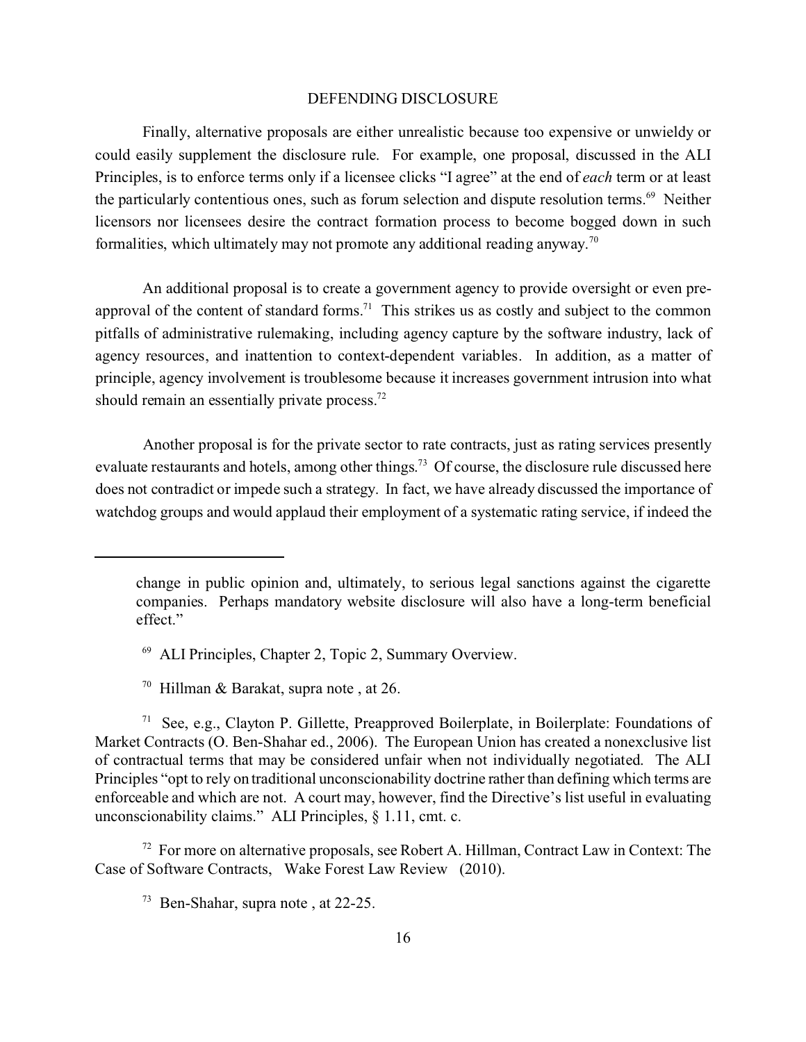Finally, alternative proposals are either unrealistic because too expensive or unwieldy or could easily supplement the disclosure rule. For example, one proposal, discussed in the ALI Principles, is to enforce terms only if a licensee clicks "I agree" at the end of *each* term or at least the particularly contentious ones, such as forum selection and dispute resolution terms.[69] Neither licensors nor licensees desire the contract formation process to become bogged down in such formalities, which ultimately may not promote any additional reading anyway.[70]

An additional proposal is to create a government agency to provide oversight or even pre-approval of the content of standard forms.[71] This strikes us as costly and subject to the common pitfalls of administrative rulemaking, including agency capture by the software industry, lack of agency resources, and inattention to context-dependent variables. In addition, as a matter of principle, agency involvement is troublesome because it increases government intrusion into what should remain an essentially private process.[72]

Another proposal is for the private sector to rate contracts, just as rating services presently evaluate restaurants and hotels, among other things.[73] Of course, the disclosure rule discussed here does not contradict or impede such a strategy. In fact, we have already discussed the importance of watchdog groups and would applaud their employment of a systematic rating service, if indeed the

---

change in public opinion and, ultimately, to serious legal sanctions against the cigarette companies. Perhaps mandatory website disclosure will also have a long-term beneficial effect."

[69] ALI Principles, Chapter 2, Topic 2, Summary Overview.

[70] Hillman & Barakat, supra note , at 26.

[71] See, e.g., Clayton P. Gillette, Preapproved Boilerplate, in Boilerplate: Foundations of Market Contracts (O. Ben-Shahar ed., 2006). The European Union has created a nonexclusive list of contractual terms that may be considered unfair when not individually negotiated. The ALI Principles "opt to rely on traditional unconscionability doctrine rather than defining which terms are enforceable and which are not. A court may, however, find the Directive's list useful in evaluating unconscionability claims." ALI Principles, § 1.11, cmt. c.

[72] For more on alternative proposals, see Robert A. Hillman, Contract Law in Context: The Case of Software Contracts, Wake Forest Law Review (2010).

[73] Ben-Shahar, supra note , at 22-25.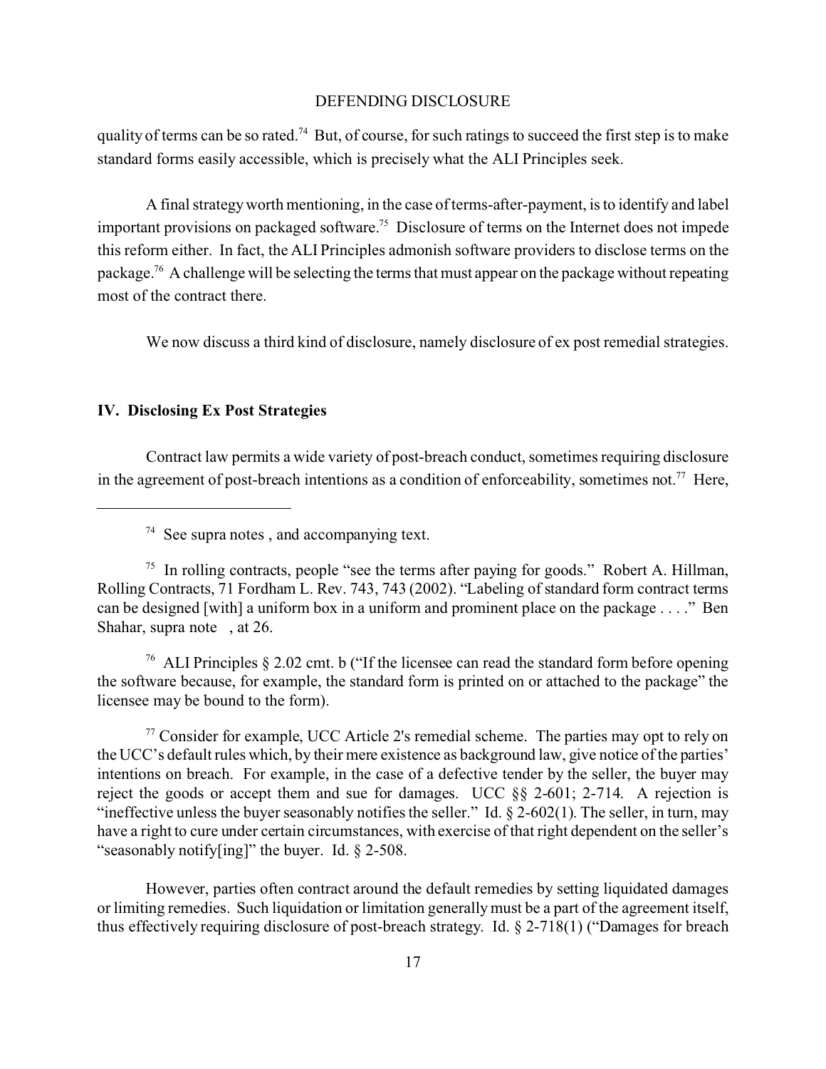quality of terms can be so rated.[74] But, of course, for such ratings to succeed the first step is to make standard forms easily accessible, which is precisely what the ALI Principles seek.

A final strategy worth mentioning, in the case of terms-after-payment, is to identify and label important provisions on packaged software.[75] Disclosure of terms on the Internet does not impede this reform either. In fact, the ALI Principles admonish software providers to disclose terms on the package.[76] A challenge will be selecting the terms that must appear on the package without repeating most of the contract there.

We now discuss a third kind of disclosure, namely disclosure of ex post remedial strategies.

## IV. Disclosing Ex Post Strategies

Contract law permits a wide variety of post-breach conduct, sometimes requiring disclosure in the agreement of post-breach intentions as a condition of enforceability, sometimes not.[77] Here,

---

[74] See supra notes , and accompanying text.

[75] In rolling contracts, people "see the terms after paying for goods." Robert A. Hillman, Rolling Contracts, 71 Fordham L. Rev. 743, 743 (2002). "Labeling of standard form contract terms can be designed [with] a uniform box in a uniform and prominent place on the package . . . ." Ben Shahar, supra note , at 26.

[76] ALI Principles § 2.02 cmt. b ("If the licensee can read the standard form before opening the software because, for example, the standard form is printed on or attached to the package" the licensee may be bound to the form).

[77] Consider for example, UCC Article 2's remedial scheme. The parties may opt to rely on the UCC's default rules which, by their mere existence as background law, give notice of the parties' intentions on breach. For example, in the case of a defective tender by the seller, the buyer may reject the goods or accept them and sue for damages. UCC §§ 2-601; 2-714. A rejection is "ineffective unless the buyer seasonably notifies the seller." Id. § 2-602(1). The seller, in turn, may have a right to cure under certain circumstances, with exercise of that right dependent on the seller's "seasonably notify[ing]" the buyer. Id. § 2-508.

However, parties often contract around the default remedies by setting liquidated damages or limiting remedies. Such liquidation or limitation generally must be a part of the agreement itself, thus effectively requiring disclosure of post-breach strategy. Id. § 2-718(1) ("Damages for breach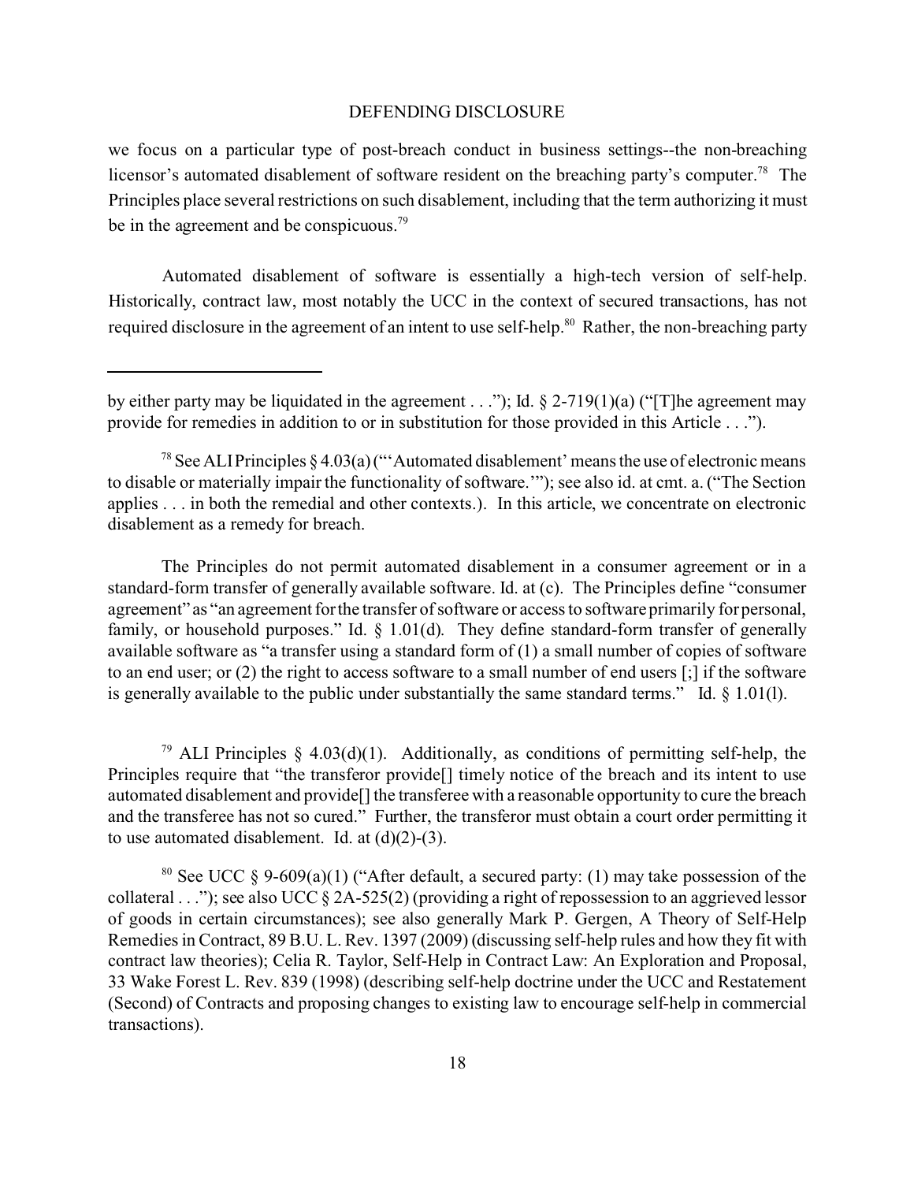we focus on a particular type of post-breach conduct in business settings--the non-breaching licensor's automated disablement of software resident on the breaching party's computer.[78] The Principles place several restrictions on such disablement, including that the term authorizing it must be in the agreement and be conspicuous.[79]

Automated disablement of software is essentially a high-tech version of self-help. Historically, contract law, most notably the UCC in the context of secured transactions, has not required disclosure in the agreement of an intent to use self-help.[80] Rather, the non-breaching party

---

by either party may be liquidated in the agreement . . ."); Id. § 2-719(1)(a) ("[T]he agreement may provide for remedies in addition to or in substitution for those provided in this Article . . .").

[78] See ALI Principles § 4.03(a) ("'Automated disablement' means the use of electronic means to disable or materially impair the functionality of software.'"); see also id. at cmt. a. ("The Section applies . . . in both the remedial and other contexts.). In this article, we concentrate on electronic disablement as a remedy for breach.

The Principles do not permit automated disablement in a consumer agreement or in a standard-form transfer of generally available software. Id. at (c). The Principles define "consumer agreement" as "an agreement for the transfer of software or access to software primarily for personal, family, or household purposes." Id. § 1.01(d). They define standard-form transfer of generally available software as "a transfer using a standard form of (1) a small number of copies of software to an end user; or (2) the right to access software to a small number of end users [;] if the software is generally available to the public under substantially the same standard terms." Id. § 1.01(l).

[79] ALI Principles § 4.03(d)(1). Additionally, as conditions of permitting self-help, the Principles require that "the transferor provide[] timely notice of the breach and its intent to use automated disablement and provide[] the transferee with a reasonable opportunity to cure the breach and the transferee has not so cured." Further, the transferor must obtain a court order permitting it to use automated disablement. Id. at (d)(2)-(3).

[80] See UCC § 9-609(a)(1) ("After default, a secured party: (1) may take possession of the collateral . . ."); see also UCC § 2A-525(2) (providing a right of repossession to an aggrieved lessor of goods in certain circumstances); see also generally Mark P. Gergen, A Theory of Self-Help Remedies in Contract, 89 B.U. L. Rev. 1397 (2009) (discussing self-help rules and how they fit with contract law theories); Celia R. Taylor, Self-Help in Contract Law: An Exploration and Proposal, 33 Wake Forest L. Rev. 839 (1998) (describing self-help doctrine under the UCC and Restatement (Second) of Contracts and proposing changes to existing law to encourage self-help in commercial transactions).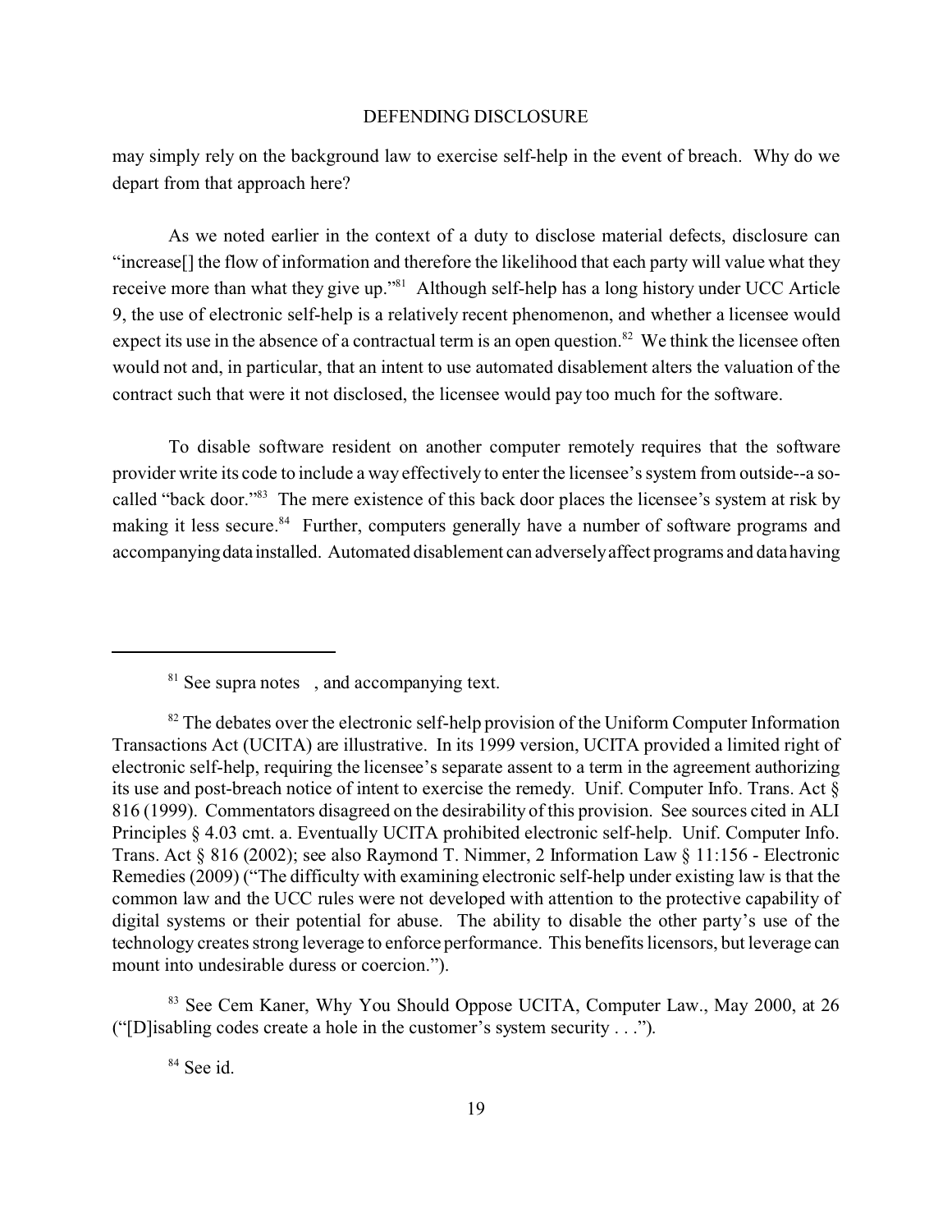may simply rely on the background law to exercise self-help in the event of breach. Why do we depart from that approach here?

As we noted earlier in the context of a duty to disclose material defects, disclosure can "increase[] the flow of information and therefore the likelihood that each party will value what they receive more than what they give up."[81] Although self-help has a long history under UCC Article 9, the use of electronic self-help is a relatively recent phenomenon, and whether a licensee would expect its use in the absence of a contractual term is an open question.[82] We think the licensee often would not and, in particular, that an intent to use automated disablement alters the valuation of the contract such that were it not disclosed, the licensee would pay too much for the software.

To disable software resident on another computer remotely requires that the software provider write its code to include a way effectively to enter the licensee's system from outside--a so-called "back door."[83] The mere existence of this back door places the licensee's system at risk by making it less secure.[84] Further, computers generally have a number of software programs and accompanying data installed. Automated disablement can adversely affect programs and data having

---

[81] See supra notes , and accompanying text.

[82] The debates over the electronic self-help provision of the Uniform Computer Information Transactions Act (UCITA) are illustrative. In its 1999 version, UCITA provided a limited right of electronic self-help, requiring the licensee's separate assent to a term in the agreement authorizing its use and post-breach notice of intent to exercise the remedy. Unif. Computer Info. Trans. Act § 816 (1999). Commentators disagreed on the desirability of this provision. See sources cited in ALI Principles § 4.03 cmt. a. Eventually UCITA prohibited electronic self-help. Unif. Computer Info. Trans. Act § 816 (2002); see also Raymond T. Nimmer, 2 Information Law § 11:156 - Electronic Remedies (2009) ("The difficulty with examining electronic self-help under existing law is that the common law and the UCC rules were not developed with attention to the protective capability of digital systems or their potential for abuse. The ability to disable the other party's use of the technology creates strong leverage to enforce performance. This benefits licensors, but leverage can mount into undesirable duress or coercion.").

[83] See Cem Kaner, Why You Should Oppose UCITA, Computer Law., May 2000, at 26 ("[D]isabling codes create a hole in the customer's system security . . .").

[84] See id.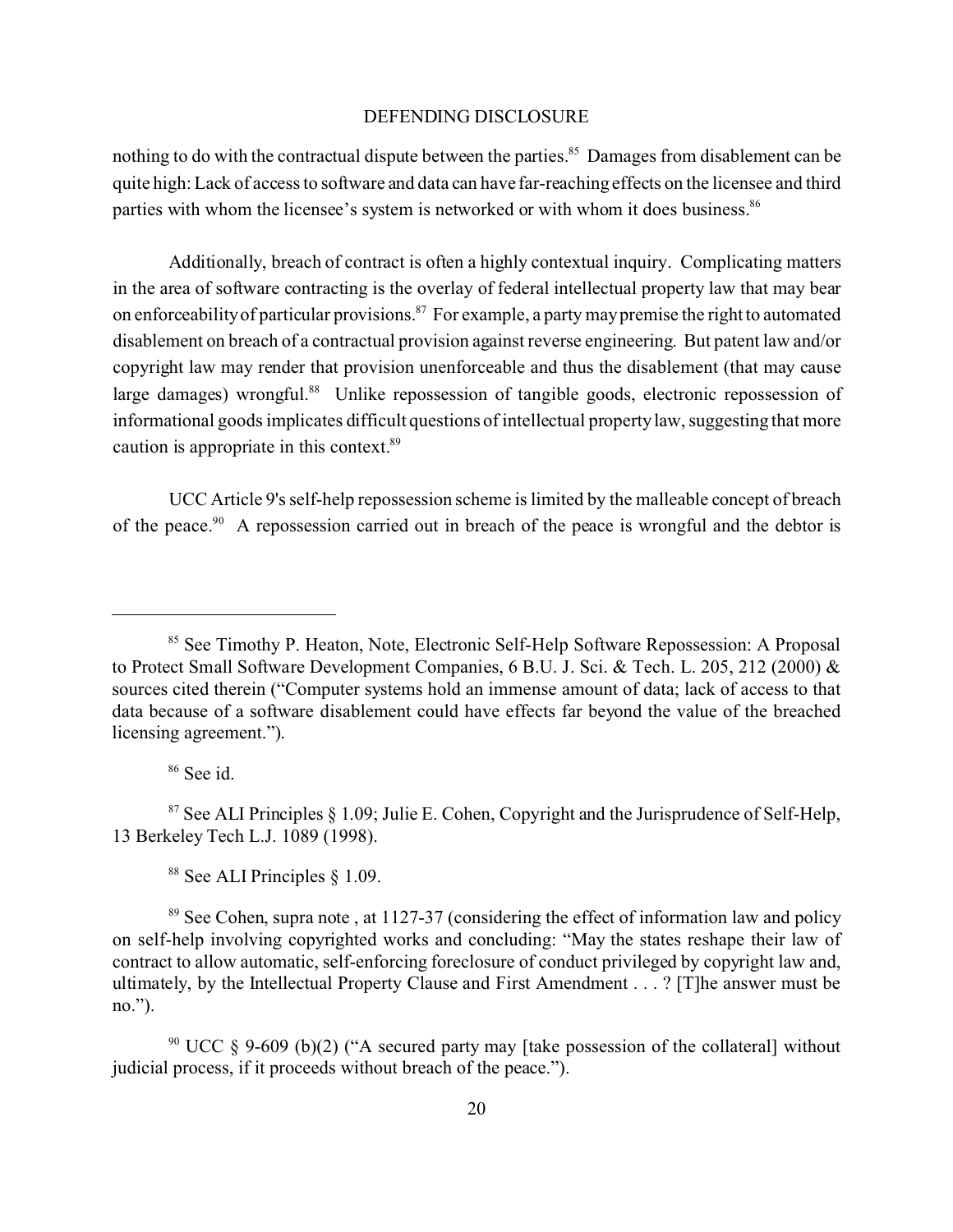nothing to do with the contractual dispute between the parties.[85] Damages from disablement can be quite high: Lack of access to software and data can have far-reaching effects on the licensee and third parties with whom the licensee's system is networked or with whom it does business.[86]

Additionally, breach of contract is often a highly contextual inquiry. Complicating matters in the area of software contracting is the overlay of federal intellectual property law that may bear on enforceability of particular provisions.[87] For example, a party may premise the right to automated disablement on breach of a contractual provision against reverse engineering. But patent law and/or copyright law may render that provision unenforceable and thus the disablement (that may cause large damages) wrongful.[88] Unlike repossession of tangible goods, electronic repossession of informational goods implicates difficult questions of intellectual property law, suggesting that more caution is appropriate in this context.[89]

UCC Article 9's self-help repossession scheme is limited by the malleable concept of breach of the peace.[90] A repossession carried out in breach of the peace is wrongful and the debtor is

---

[85] See Timothy P. Heaton, Note, Electronic Self-Help Software Repossession: A Proposal to Protect Small Software Development Companies, 6 B.U. J. Sci. & Tech. L. 205, 212 (2000) & sources cited therein ("Computer systems hold an immense amount of data; lack of access to that data because of a software disablement could have effects far beyond the value of the breached licensing agreement.").

[86] See id.

[87] See ALI Principles § 1.09; Julie E. Cohen, Copyright and the Jurisprudence of Self-Help, 13 Berkeley Tech L.J. 1089 (1998).

[88] See ALI Principles § 1.09.

[89] See Cohen, supra note , at 1127-37 (considering the effect of information law and policy on self-help involving copyrighted works and concluding: "May the states reshape their law of contract to allow automatic, self-enforcing foreclosure of conduct privileged by copyright law and, ultimately, by the Intellectual Property Clause and First Amendment . . . ? [T]he answer must be no.").

[90] UCC § 9-609 (b)(2) ("A secured party may [take possession of the collateral] without judicial process, if it proceeds without breach of the peace.").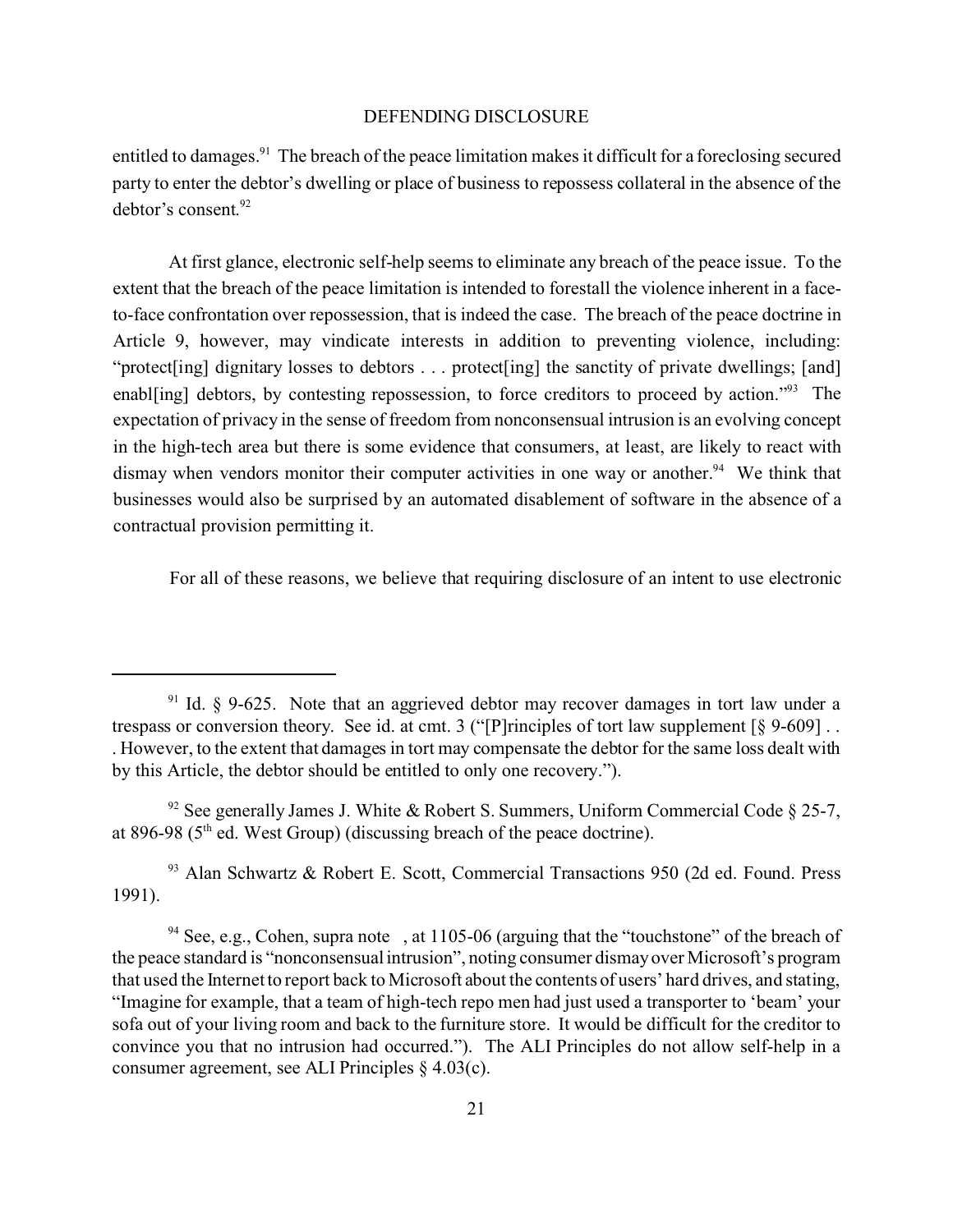entitled to damages.[91] The breach of the peace limitation makes it difficult for a foreclosing secured party to enter the debtor's dwelling or place of business to repossess collateral in the absence of the debtor's consent.[92]

At first glance, electronic self-help seems to eliminate any breach of the peace issue. To the extent that the breach of the peace limitation is intended to forestall the violence inherent in a face-to-face confrontation over repossession, that is indeed the case. The breach of the peace doctrine in Article 9, however, may vindicate interests in addition to preventing violence, including: "protect[ing] dignitary losses to debtors . . . protect[ing] the sanctity of private dwellings; [and] enabl[ing] debtors, by contesting repossession, to force creditors to proceed by action."[93] The expectation of privacy in the sense of freedom from nonconsensual intrusion is an evolving concept in the high-tech area but there is some evidence that consumers, at least, are likely to react with dismay when vendors monitor their computer activities in one way or another.[94] We think that businesses would also be surprised by an automated disablement of software in the absence of a contractual provision permitting it.

For all of these reasons, we believe that requiring disclosure of an intent to use electronic

---

[91] Id. § 9-625. Note that an aggrieved debtor may recover damages in tort law under a trespass or conversion theory. See id. at cmt. 3 ("[P]rinciples of tort law supplement [§ 9-609] . . . However, to the extent that damages in tort may compensate the debtor for the same loss dealt with by this Article, the debtor should be entitled to only one recovery.").

[92] See generally James J. White & Robert S. Summers, Uniform Commercial Code § 25-7, at 896-98 (5th ed. West Group) (discussing breach of the peace doctrine).

[93] Alan Schwartz & Robert E. Scott, Commercial Transactions 950 (2d ed. Found. Press 1991).

[94] See, e.g., Cohen, supra note , at 1105-06 (arguing that the "touchstone" of the breach of the peace standard is "nonconsensual intrusion", noting consumer dismay over Microsoft's program that used the Internet to report back to Microsoft about the contents of users' hard drives, and stating, "Imagine for example, that a team of high-tech repo men had just used a transporter to 'beam' your sofa out of your living room and back to the furniture store. It would be difficult for the creditor to convince you that no intrusion had occurred."). The ALI Principles do not allow self-help in a consumer agreement, see ALI Principles § 4.03(c).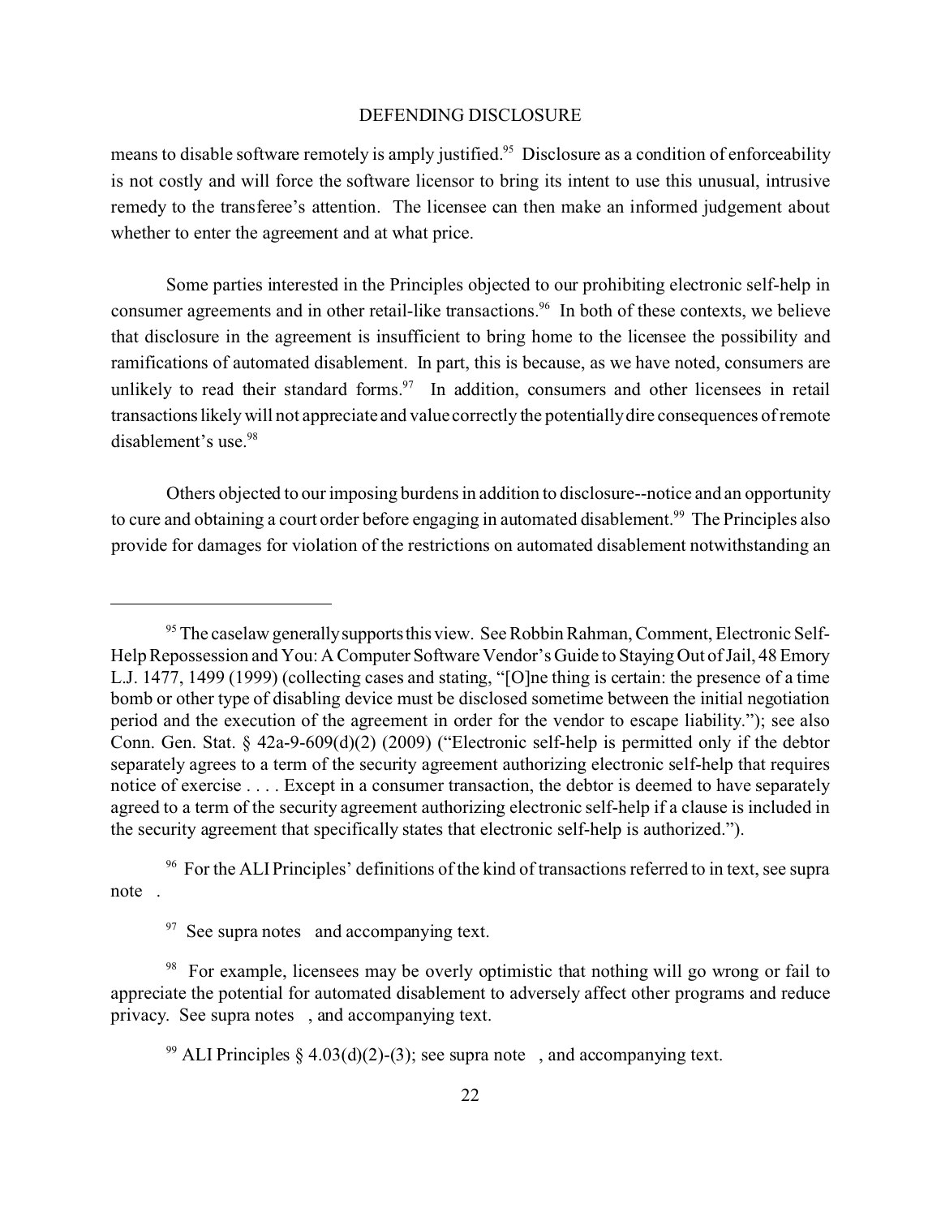means to disable software remotely is amply justified.[95] Disclosure as a condition of enforceability is not costly and will force the software licensor to bring its intent to use this unusual, intrusive remedy to the transferee's attention. The licensee can then make an informed judgement about whether to enter the agreement and at what price.

Some parties interested in the Principles objected to our prohibiting electronic self-help in consumer agreements and in other retail-like transactions.[96] In both of these contexts, we believe that disclosure in the agreement is insufficient to bring home to the licensee the possibility and ramifications of automated disablement. In part, this is because, as we have noted, consumers are unlikely to read their standard forms.[97] In addition, consumers and other licensees in retail transactions likely will not appreciate and value correctly the potentially dire consequences of remote disablement's use.[98]

Others objected to our imposing burdens in addition to disclosure--notice and an opportunity to cure and obtaining a court order before engaging in automated disablement.[99] The Principles also provide for damages for violation of the restrictions on automated disablement notwithstanding an

---

[95] The caselaw generally supports this view. See Robbin Rahman, Comment, Electronic Self-Help Repossession and You: A Computer Software Vendor's Guide to Staying Out of Jail, 48 Emory L.J. 1477, 1499 (1999) (collecting cases and stating, "[O]ne thing is certain: the presence of a time bomb or other type of disabling device must be disclosed sometime between the initial negotiation period and the execution of the agreement in order for the vendor to escape liability."); see also Conn. Gen. Stat. § 42a-9-609(d)(2) (2009) ("Electronic self-help is permitted only if the debtor separately agrees to a term of the security agreement authorizing electronic self-help that requires notice of exercise . . . . Except in a consumer transaction, the debtor is deemed to have separately agreed to a term of the security agreement authorizing electronic self-help if a clause is included in the security agreement that specifically states that electronic self-help is authorized.").

[96] For the ALI Principles' definitions of the kind of transactions referred to in text, see supra note .

[97] See supra notes and accompanying text.

[98] For example, licensees may be overly optimistic that nothing will go wrong or fail to appreciate the potential for automated disablement to adversely affect other programs and reduce privacy. See supra notes , and accompanying text.

[99] ALI Principles § 4.03(d)(2)-(3); see supra note , and accompanying text.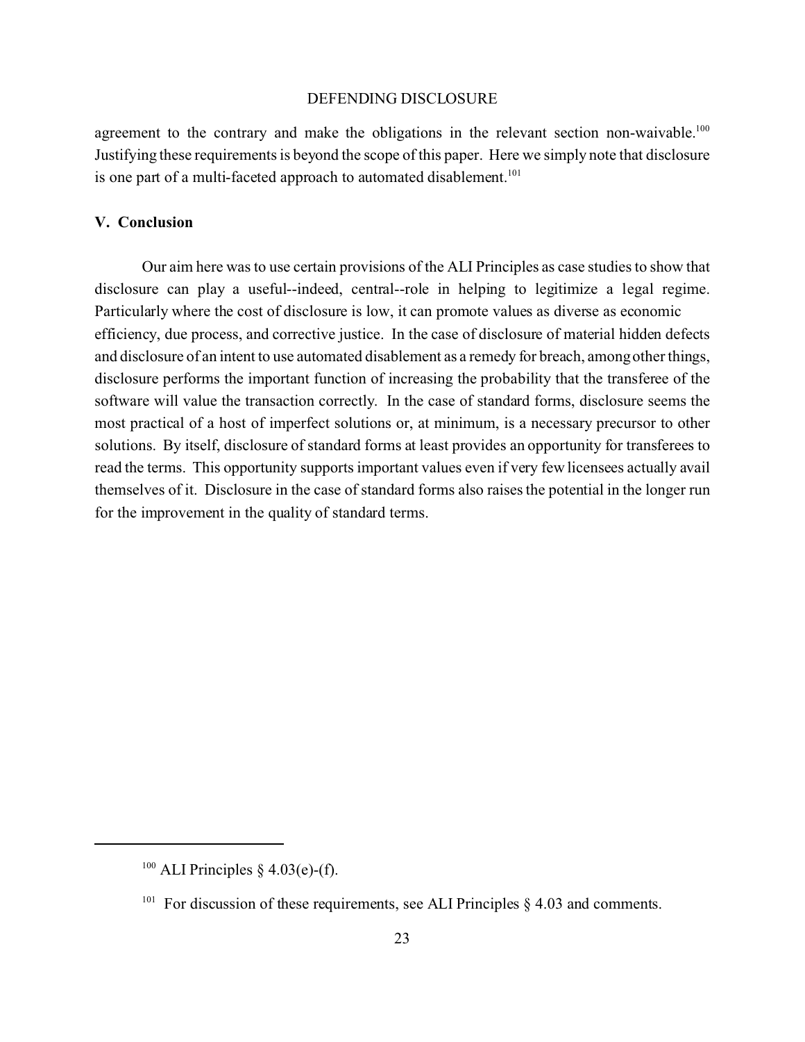agreement to the contrary and make the obligations in the relevant section non-waivable.[100] Justifying these requirements is beyond the scope of this paper. Here we simply note that disclosure is one part of a multi-faceted approach to automated disablement.[101]

## V. Conclusion

Our aim here was to use certain provisions of the ALI Principles as case studies to show that disclosure can play a useful--indeed, central--role in helping to legitimize a legal regime. Particularly where the cost of disclosure is low, it can promote values as diverse as economic efficiency, due process, and corrective justice. In the case of disclosure of material hidden defects and disclosure of an intent to use automated disablement as a remedy for breach, among other things, disclosure performs the important function of increasing the probability that the transferee of the software will value the transaction correctly. In the case of standard forms, disclosure seems the most practical of a host of imperfect solutions or, at minimum, is a necessary precursor to other solutions. By itself, disclosure of standard forms at least provides an opportunity for transferees to read the terms. This opportunity supports important values even if very few licensees actually avail themselves of it. Disclosure in the case of standard forms also raises the potential in the longer run for the improvement in the quality of standard terms.

---

[100] ALI Principles § 4.03(e)-(f).

[101] For discussion of these requirements, see ALI Principles § 4.03 and comments.